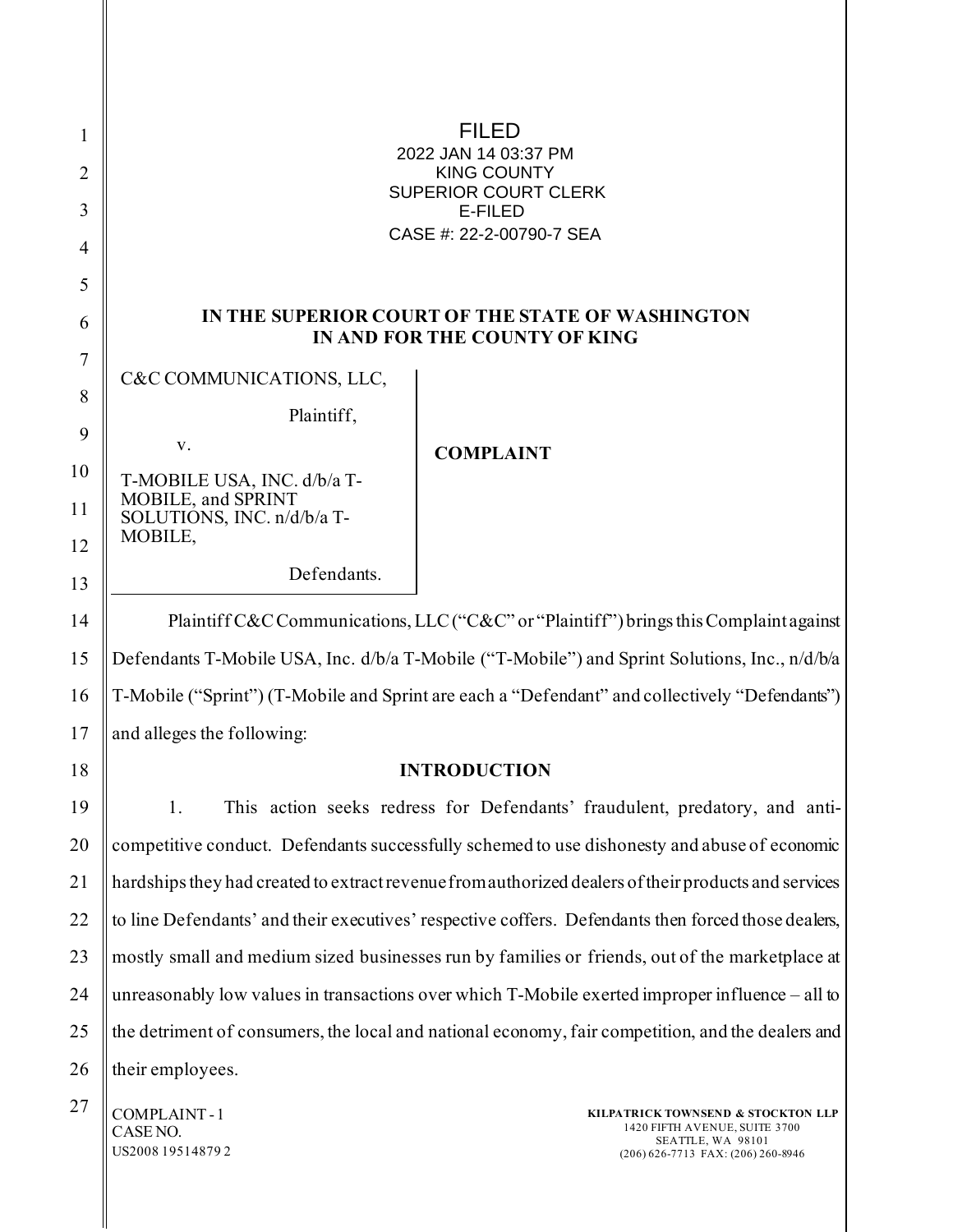FILED
2022 JAN 14 03:37 PM
KING COUNTY
SUPERIOR COURT CLERK
E-FILED
CASE #: 22-2-00790-7 SEA

**IN THE SUPERIOR COURT OF THE STATE OF WASHINGTON**
**IN AND FOR THE COUNTY OF KING**

| | |
|---|---|
| C&C COMMUNICATIONS, LLC,<br><br>Plaintiff,<br><br>v.<br><br>T-MOBILE USA, INC. d/b/a T-MOBILE, and SPRINT SOLUTIONS, INC. n/d/b/a T-MOBILE,<br><br>Defendants. | **COMPLAINT** |

Plaintiff C&C Communications, LLC ("C&C" or "Plaintiff") brings this Complaint against Defendants T-Mobile USA, Inc. d/b/a T-Mobile ("T-Mobile") and Sprint Solutions, Inc., n/d/b/a T-Mobile ("Sprint") (T-Mobile and Sprint are each a "Defendant" and collectively "Defendants") and alleges the following:

## INTRODUCTION

1. This action seeks redress for Defendants' fraudulent, predatory, and anti-competitive conduct. Defendants successfully schemed to use dishonesty and abuse of economic hardships they had created to extract revenue from authorized dealers of their products and services to line Defendants' and their executives' respective coffers. Defendants then forced those dealers, mostly small and medium sized businesses run by families or friends, out of the marketplace at unreasonably low values in transactions over which T-Mobile exerted improper influence – all to the detriment of consumers, the local and national economy, fair competition, and the dealers and their employees.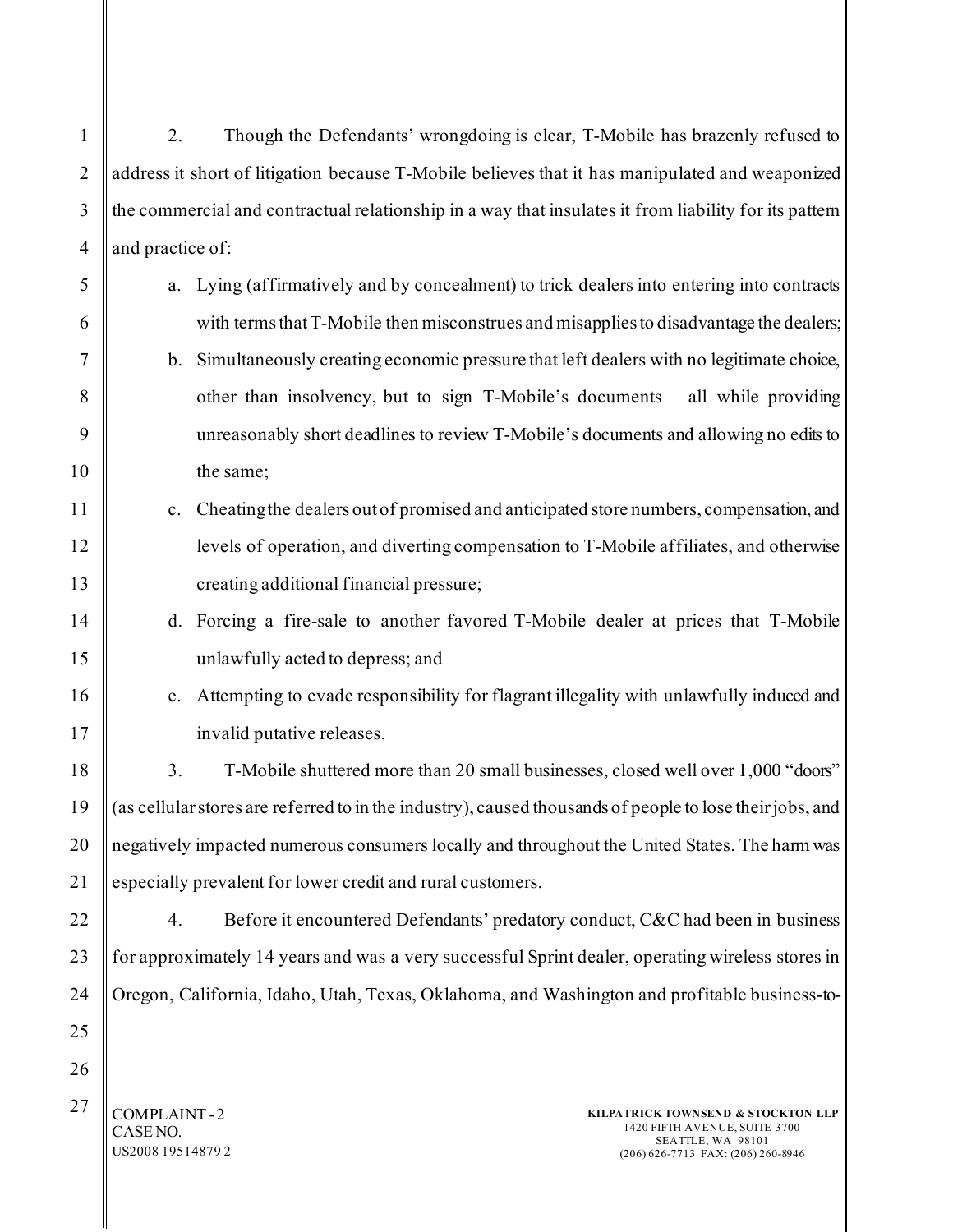2. Though the Defendants' wrongdoing is clear, T-Mobile has brazenly refused to address it short of litigation because T-Mobile believes that it has manipulated and weaponized the commercial and contractual relationship in a way that insulates it from liability for its pattern and practice of:

a. Lying (affirmatively and by concealment) to trick dealers into entering into contracts with terms that T-Mobile then misconstrues and misapplies to disadvantage the dealers;

b. Simultaneously creating economic pressure that left dealers with no legitimate choice, other than insolvency, but to sign T-Mobile's documents – all while providing unreasonably short deadlines to review T-Mobile's documents and allowing no edits to the same;

c. Cheating the dealers out of promised and anticipated store numbers, compensation, and levels of operation, and diverting compensation to T-Mobile affiliates, and otherwise creating additional financial pressure;

d. Forcing a fire-sale to another favored T-Mobile dealer at prices that T-Mobile unlawfully acted to depress; and

e. Attempting to evade responsibility for flagrant illegality with unlawfully induced and invalid putative releases.

3. T-Mobile shuttered more than 20 small businesses, closed well over 1,000 "doors" (as cellular stores are referred to in the industry), caused thousands of people to lose their jobs, and negatively impacted numerous consumers locally and throughout the United States. The harm was especially prevalent for lower credit and rural customers.

4. Before it encountered Defendants' predatory conduct, C&C had been in business for approximately 14 years and was a very successful Sprint dealer, operating wireless stores in Oregon, California, Idaho, Utah, Texas, Oklahoma, and Washington and profitable business-to-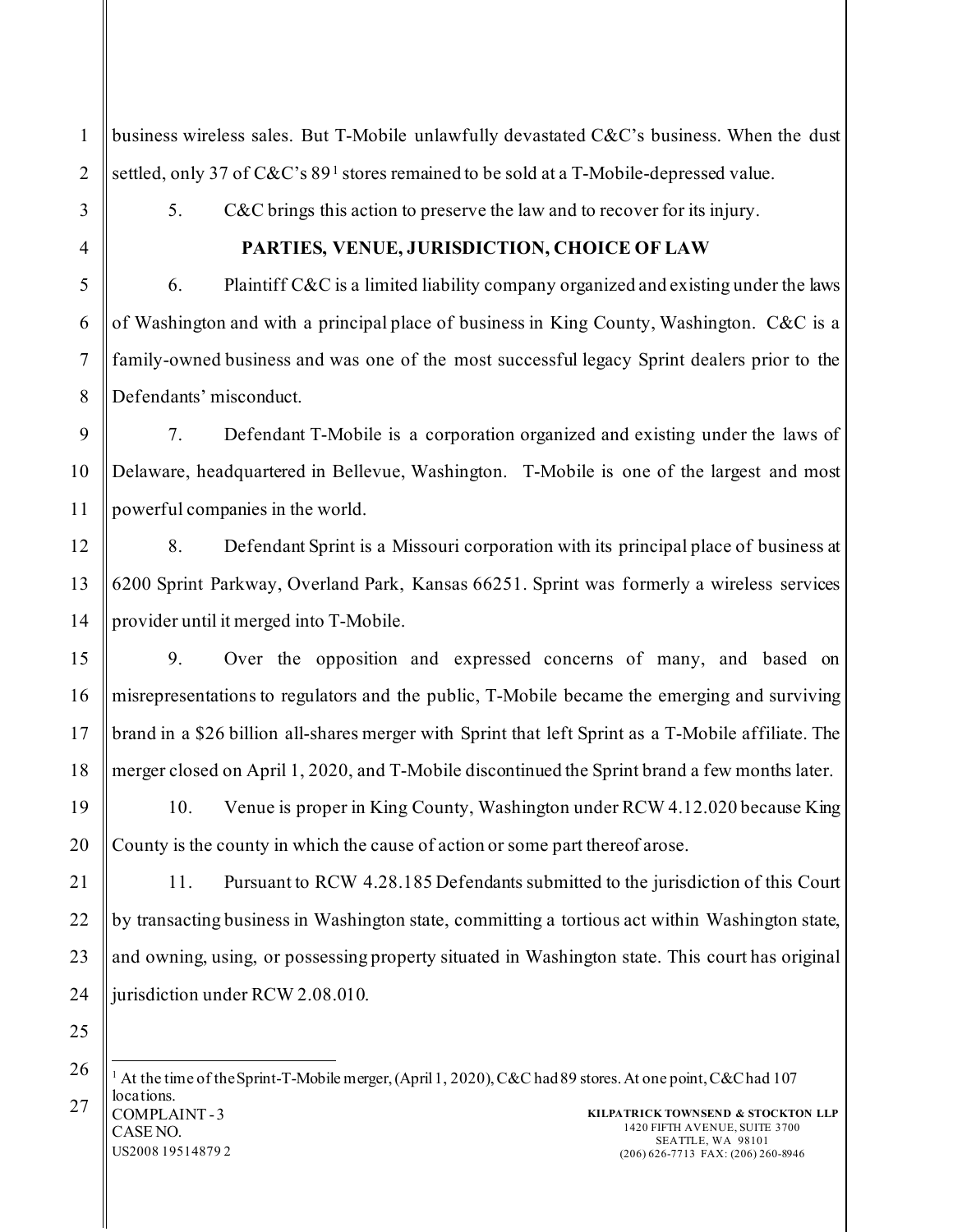business wireless sales. But T-Mobile unlawfully devastated C&C's business. When the dust settled, only 37 of C&C's 89[1] stores remained to be sold at a T-Mobile-depressed value.

5. C&C brings this action to preserve the law and to recover for its injury.

**PARTIES, VENUE, JURISDICTION, CHOICE OF LAW**

6. Plaintiff C&C is a limited liability company organized and existing under the laws of Washington and with a principal place of business in King County, Washington. C&C is a family-owned business and was one of the most successful legacy Sprint dealers prior to the Defendants' misconduct.

7. Defendant T-Mobile is a corporation organized and existing under the laws of Delaware, headquartered in Bellevue, Washington. T-Mobile is one of the largest and most powerful companies in the world.

8. Defendant Sprint is a Missouri corporation with its principal place of business at 6200 Sprint Parkway, Overland Park, Kansas 66251. Sprint was formerly a wireless services provider until it merged into T-Mobile.

9. Over the opposition and expressed concerns of many, and based on misrepresentations to regulators and the public, T-Mobile became the emerging and surviving brand in a $26 billion all-shares merger with Sprint that left Sprint as a T-Mobile affiliate. The merger closed on April 1, 2020, and T-Mobile discontinued the Sprint brand a few months later.

10. Venue is proper in King County, Washington under RCW 4.12.020 because King County is the county in which the cause of action or some part thereof arose.

11. Pursuant to RCW 4.28.185 Defendants submitted to the jurisdiction of this Court by transacting business in Washington state, committing a tortious act within Washington state, and owning, using, or possessing property situated in Washington state. This court has original jurisdiction under RCW 2.08.010.

---

[1] At the time of the Sprint-T-Mobile merger, (April 1, 2020), C&C had 89 stores. At one point, C&C had 107 locations.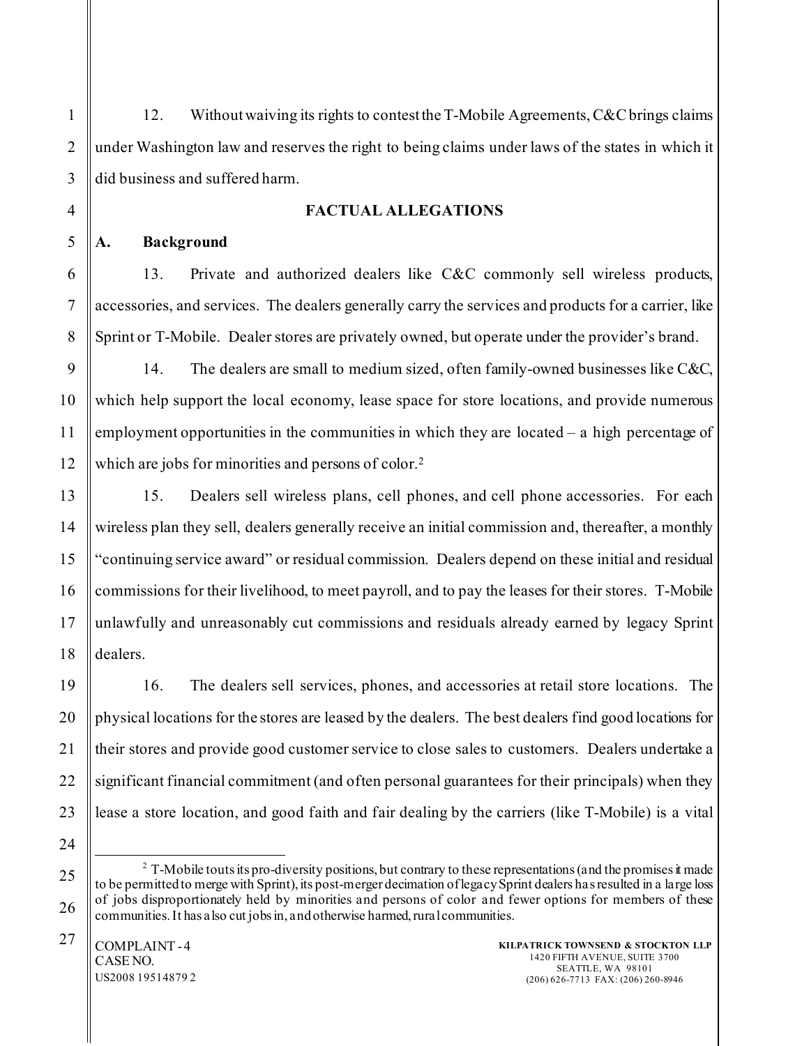12. Without waiving its rights to contest the T-Mobile Agreements, C&C brings claims under Washington law and reserves the right to being claims under laws of the states in which it did business and suffered harm.

## FACTUAL ALLEGATIONS

### A. Background

13. Private and authorized dealers like C&C commonly sell wireless products, accessories, and services. The dealers generally carry the services and products for a carrier, like Sprint or T-Mobile. Dealer stores are privately owned, but operate under the provider's brand.

14. The dealers are small to medium sized, often family-owned businesses like C&C, which help support the local economy, lease space for store locations, and provide numerous employment opportunities in the communities in which they are located – a high percentage of which are jobs for minorities and persons of color.[2]

15. Dealers sell wireless plans, cell phones, and cell phone accessories. For each wireless plan they sell, dealers generally receive an initial commission and, thereafter, a monthly "continuing service award" or residual commission. Dealers depend on these initial and residual commissions for their livelihood, to meet payroll, and to pay the leases for their stores. T-Mobile unlawfully and unreasonably cut commissions and residuals already earned by legacy Sprint dealers.

16. The dealers sell services, phones, and accessories at retail store locations. The physical locations for the stores are leased by the dealers. The best dealers find good locations for their stores and provide good customer service to close sales to customers. Dealers undertake a significant financial commitment (and often personal guarantees for their principals) when they lease a store location, and good faith and fair dealing by the carriers (like T-Mobile) is a vital

[2] T-Mobile touts its pro-diversity positions, but contrary to these representations (and the promises it made to be permitted to merge with Sprint), its post-merger decimation of legacy Sprint dealers has resulted in a large loss of jobs disproportionately held by minorities and persons of color and fewer options for members of these communities. It has also cut jobs in, and otherwise harmed, rural communities.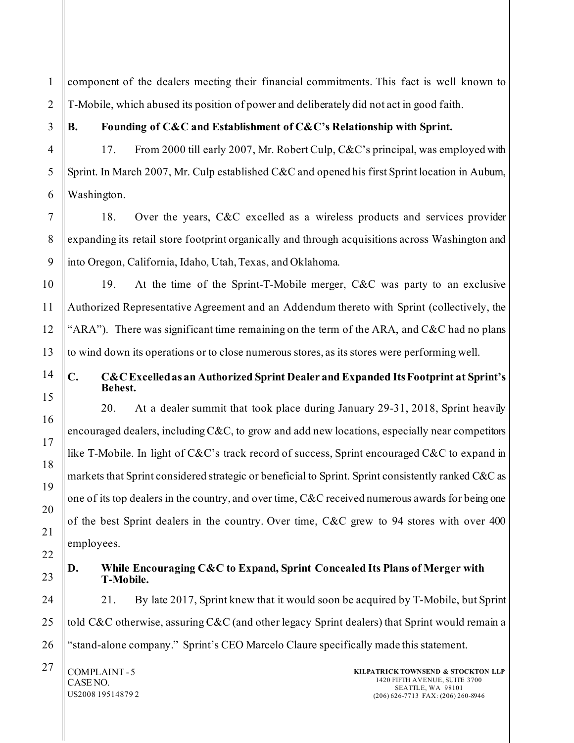component of the dealers meeting their financial commitments. This fact is well known to T-Mobile, which abused its position of power and deliberately did not act in good faith.

### B. Founding of C&C and Establishment of C&C's Relationship with Sprint.

17. From 2000 till early 2007, Mr. Robert Culp, C&C's principal, was employed with Sprint. In March 2007, Mr. Culp established C&C and opened his first Sprint location in Auburn, Washington.

18. Over the years, C&C excelled as a wireless products and services provider expanding its retail store footprint organically and through acquisitions across Washington and into Oregon, California, Idaho, Utah, Texas, and Oklahoma.

19. At the time of the Sprint-T-Mobile merger, C&C was party to an exclusive Authorized Representative Agreement and an Addendum thereto with Sprint (collectively, the "ARA"). There was significant time remaining on the term of the ARA, and C&C had no plans to wind down its operations or to close numerous stores, as its stores were performing well.

### C. C&C Excelled as an Authorized Sprint Dealer and Expanded Its Footprint at Sprint's Behest.

20. At a dealer summit that took place during January 29-31, 2018, Sprint heavily encouraged dealers, including C&C, to grow and add new locations, especially near competitors like T-Mobile. In light of C&C's track record of success, Sprint encouraged C&C to expand in markets that Sprint considered strategic or beneficial to Sprint. Sprint consistently ranked C&C as one of its top dealers in the country, and over time, C&C received numerous awards for being one of the best Sprint dealers in the country. Over time, C&C grew to 94 stores with over 400 employees.

### D. While Encouraging C&C to Expand, Sprint Concealed Its Plans of Merger with T-Mobile.

21. By late 2017, Sprint knew that it would soon be acquired by T-Mobile, but Sprint told C&C otherwise, assuring C&C (and other legacy Sprint dealers) that Sprint would remain a "stand-alone company." Sprint's CEO Marcelo Claure specifically made this statement.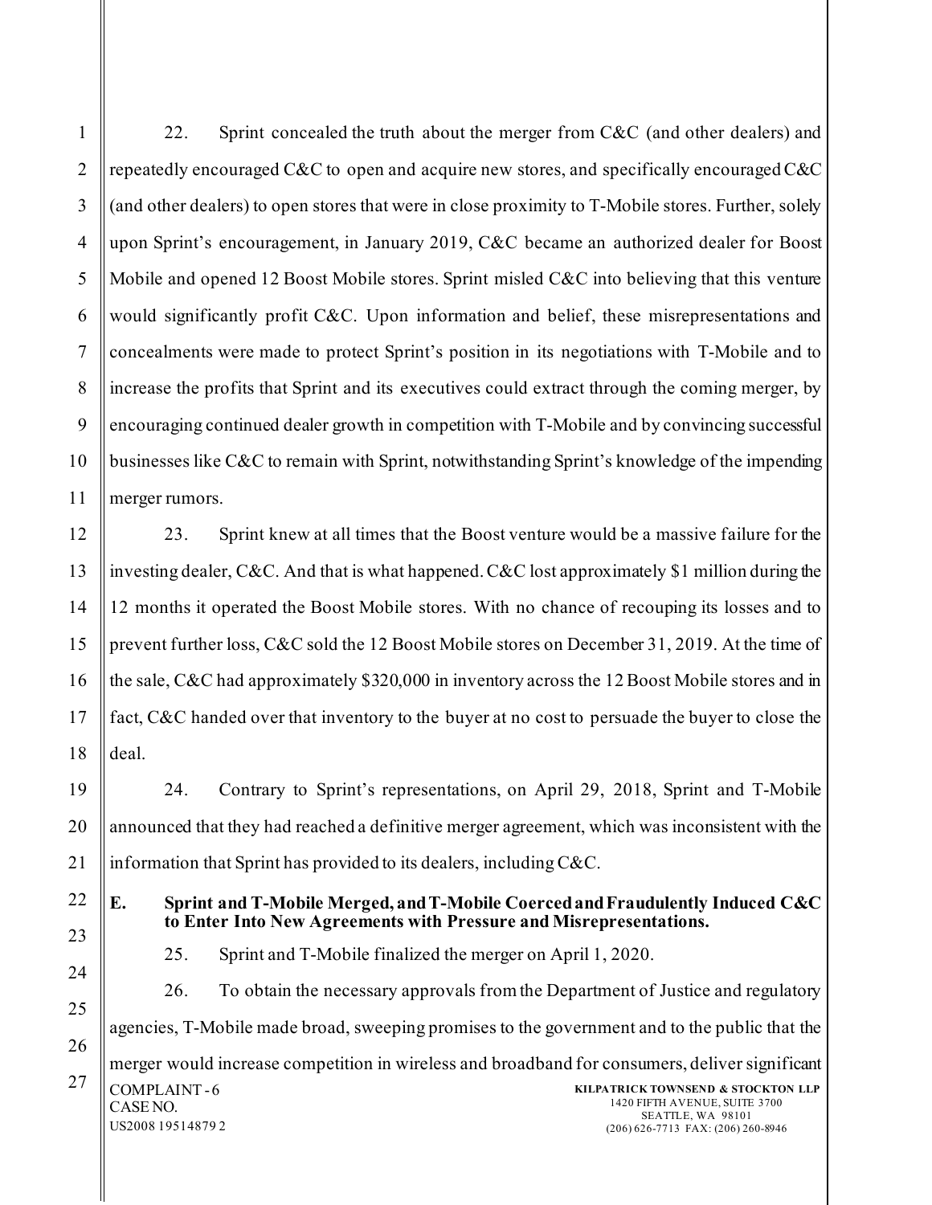22. Sprint concealed the truth about the merger from C&C (and other dealers) and repeatedly encouraged C&C to open and acquire new stores, and specifically encouraged C&C (and other dealers) to open stores that were in close proximity to T-Mobile stores. Further, solely upon Sprint's encouragement, in January 2019, C&C became an authorized dealer for Boost Mobile and opened 12 Boost Mobile stores. Sprint misled C&C into believing that this venture would significantly profit C&C. Upon information and belief, these misrepresentations and concealments were made to protect Sprint's position in its negotiations with T-Mobile and to increase the profits that Sprint and its executives could extract through the coming merger, by encouraging continued dealer growth in competition with T-Mobile and by convincing successful businesses like C&C to remain with Sprint, notwithstanding Sprint's knowledge of the impending merger rumors.

23. Sprint knew at all times that the Boost venture would be a massive failure for the investing dealer, C&C. And that is what happened. C&C lost approximately $1 million during the 12 months it operated the Boost Mobile stores. With no chance of recouping its losses and to prevent further loss, C&C sold the 12 Boost Mobile stores on December 31, 2019. At the time of the sale, C&C had approximately $320,000 in inventory across the 12 Boost Mobile stores and in fact, C&C handed over that inventory to the buyer at no cost to persuade the buyer to close the deal.

24. Contrary to Sprint's representations, on April 29, 2018, Sprint and T-Mobile announced that they had reached a definitive merger agreement, which was inconsistent with the information that Sprint has provided to its dealers, including C&C.

### E. Sprint and T-Mobile Merged, and T-Mobile Coerced and Fraudulently Induced C&C to Enter Into New Agreements with Pressure and Misrepresentations.

25. Sprint and T-Mobile finalized the merger on April 1, 2020.

26. To obtain the necessary approvals from the Department of Justice and regulatory agencies, T-Mobile made broad, sweeping promises to the government and to the public that the merger would increase competition in wireless and broadband for consumers, deliver significant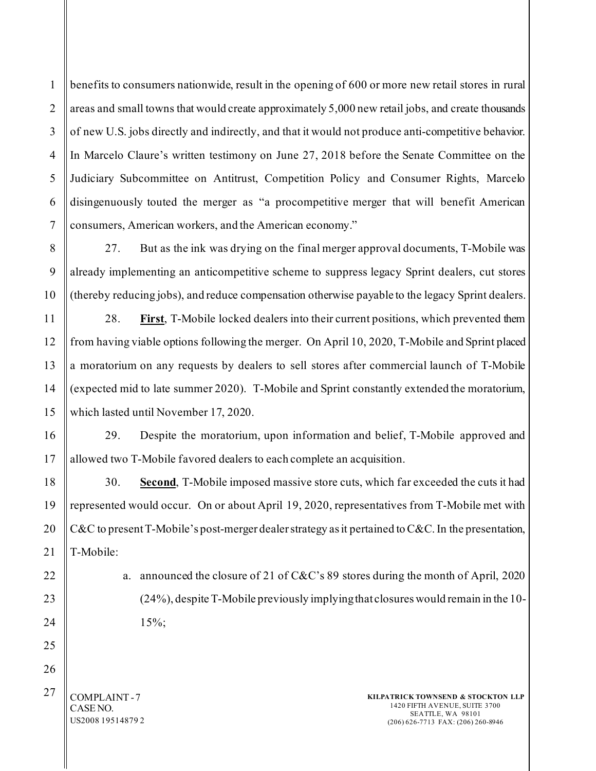benefits to consumers nationwide, result in the opening of 600 or more new retail stores in rural areas and small towns that would create approximately 5,000 new retail jobs, and create thousands of new U.S. jobs directly and indirectly, and that it would not produce anti-competitive behavior. In Marcelo Claure's written testimony on June 27, 2018 before the Senate Committee on the Judiciary Subcommittee on Antitrust, Competition Policy and Consumer Rights, Marcelo disingenuously touted the merger as "a procompetitive merger that will benefit American consumers, American workers, and the American economy."

27. But as the ink was drying on the final merger approval documents, T-Mobile was already implementing an anticompetitive scheme to suppress legacy Sprint dealers, cut stores (thereby reducing jobs), and reduce compensation otherwise payable to the legacy Sprint dealers.

28. **First**, T-Mobile locked dealers into their current positions, which prevented them from having viable options following the merger. On April 10, 2020, T-Mobile and Sprint placed a moratorium on any requests by dealers to sell stores after commercial launch of T-Mobile (expected mid to late summer 2020). T-Mobile and Sprint constantly extended the moratorium, which lasted until November 17, 2020.

29. Despite the moratorium, upon information and belief, T-Mobile approved and allowed two T-Mobile favored dealers to each complete an acquisition.

30. **Second**, T-Mobile imposed massive store cuts, which far exceeded the cuts it had represented would occur. On or about April 19, 2020, representatives from T-Mobile met with C&C to present T-Mobile's post-merger dealer strategy as it pertained to C&C. In the presentation, T-Mobile:

a. announced the closure of 21 of C&C's 89 stores during the month of April, 2020 (24%), despite T-Mobile previously implying that closures would remain in the 10-15%;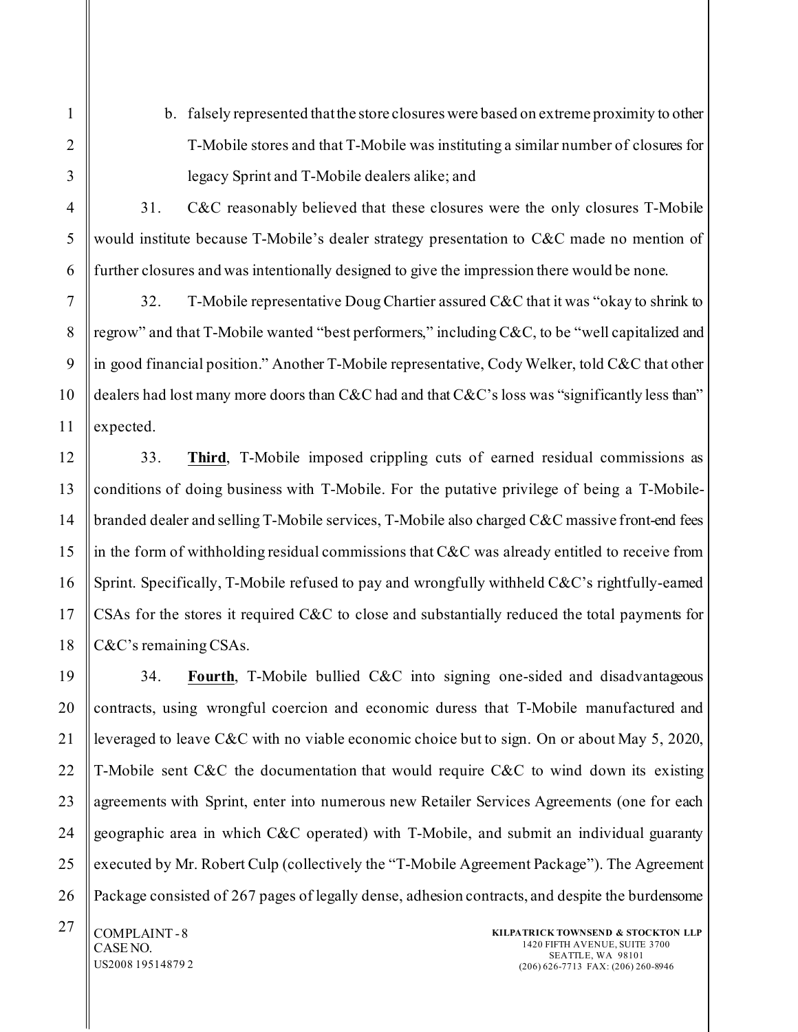b. falsely represented that the store closures were based on extreme proximity to other T-Mobile stores and that T-Mobile was instituting a similar number of closures for legacy Sprint and T-Mobile dealers alike; and

31. C&C reasonably believed that these closures were the only closures T-Mobile would institute because T-Mobile's dealer strategy presentation to C&C made no mention of further closures and was intentionally designed to give the impression there would be none.

32. T-Mobile representative Doug Chartier assured C&C that it was "okay to shrink to regrow" and that T-Mobile wanted "best performers," including C&C, to be "well capitalized and in good financial position." Another T-Mobile representative, Cody Welker, told C&C that other dealers had lost many more doors than C&C had and that C&C's loss was "significantly less than" expected.

33. **Third**, T-Mobile imposed crippling cuts of earned residual commissions as conditions of doing business with T-Mobile. For the putative privilege of being a T-Mobile-branded dealer and selling T-Mobile services, T-Mobile also charged C&C massive front-end fees in the form of withholding residual commissions that C&C was already entitled to receive from Sprint. Specifically, T-Mobile refused to pay and wrongfully withheld C&C's rightfully-earned CSAs for the stores it required C&C to close and substantially reduced the total payments for C&C's remaining CSAs.

34. **Fourth**, T-Mobile bullied C&C into signing one-sided and disadvantageous contracts, using wrongful coercion and economic duress that T-Mobile manufactured and leveraged to leave C&C with no viable economic choice but to sign. On or about May 5, 2020, T-Mobile sent C&C the documentation that would require C&C to wind down its existing agreements with Sprint, enter into numerous new Retailer Services Agreements (one for each geographic area in which C&C operated) with T-Mobile, and submit an individual guaranty executed by Mr. Robert Culp (collectively the "T-Mobile Agreement Package"). The Agreement Package consisted of 267 pages of legally dense, adhesion contracts, and despite the burdensome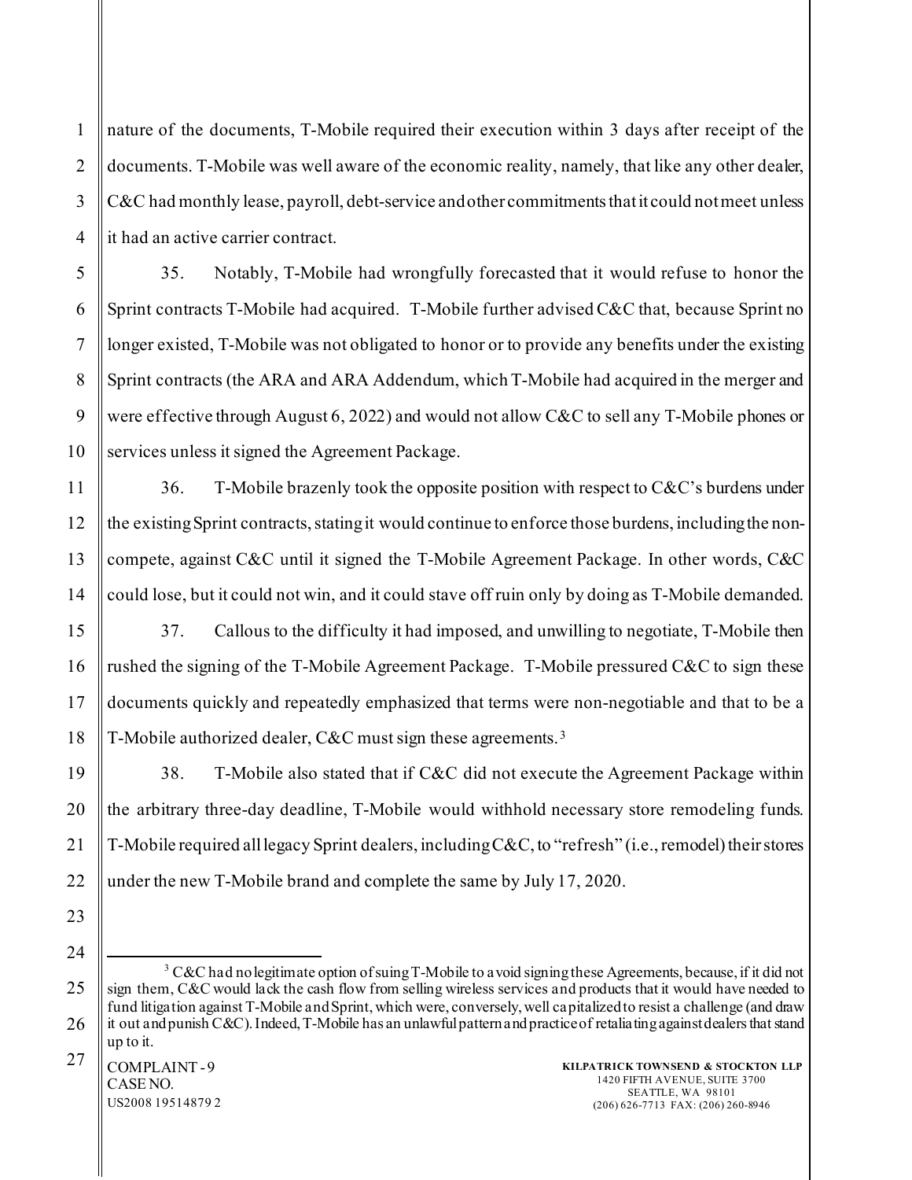nature of the documents, T-Mobile required their execution within 3 days after receipt of the documents. T-Mobile was well aware of the economic reality, namely, that like any other dealer, C&C had monthly lease, payroll, debt-service and other commitments that it could not meet unless it had an active carrier contract.

35. Notably, T-Mobile had wrongfully forecasted that it would refuse to honor the Sprint contracts T-Mobile had acquired. T-Mobile further advised C&C that, because Sprint no longer existed, T-Mobile was not obligated to honor or to provide any benefits under the existing Sprint contracts (the ARA and ARA Addendum, which T-Mobile had acquired in the merger and were effective through August 6, 2022) and would not allow C&C to sell any T-Mobile phones or services unless it signed the Agreement Package.

36. T-Mobile brazenly took the opposite position with respect to C&C's burdens under the existing Sprint contracts, stating it would continue to enforce those burdens, including the non-compete, against C&C until it signed the T-Mobile Agreement Package. In other words, C&C could lose, but it could not win, and it could stave off ruin only by doing as T-Mobile demanded.

37. Callous to the difficulty it had imposed, and unwilling to negotiate, T-Mobile then rushed the signing of the T-Mobile Agreement Package. T-Mobile pressured C&C to sign these documents quickly and repeatedly emphasized that terms were non-negotiable and that to be a T-Mobile authorized dealer, C&C must sign these agreements.[3]

38. T-Mobile also stated that if C&C did not execute the Agreement Package within the arbitrary three-day deadline, T-Mobile would withhold necessary store remodeling funds. T-Mobile required all legacy Sprint dealers, including C&C, to "refresh" (i.e., remodel) their stores under the new T-Mobile brand and complete the same by July 17, 2020.

---

[3] C&C had no legitimate option of suing T-Mobile to avoid signing these Agreements, because, if it did not sign them, C&C would lack the cash flow from selling wireless services and products that it would have needed to fund litigation against T-Mobile and Sprint, which were, conversely, well capitalized to resist a challenge (and draw it out and punish C&C). Indeed, T-Mobile has an unlawful pattern and practice of retaliating against dealers that stand up to it.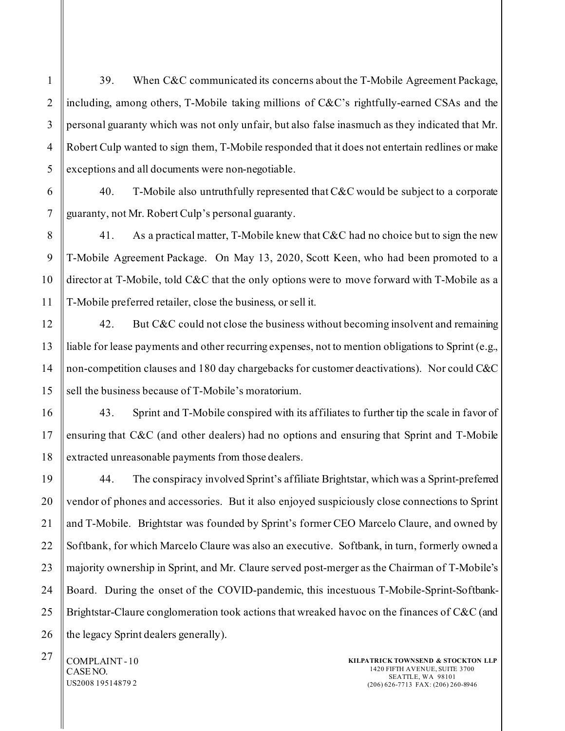39. When C&C communicated its concerns about the T-Mobile Agreement Package, including, among others, T-Mobile taking millions of C&C's rightfully-earned CSAs and the personal guaranty which was not only unfair, but also false inasmuch as they indicated that Mr. Robert Culp wanted to sign them, T-Mobile responded that it does not entertain redlines or make exceptions and all documents were non-negotiable.

40. T-Mobile also untruthfully represented that C&C would be subject to a corporate guaranty, not Mr. Robert Culp's personal guaranty.

41. As a practical matter, T-Mobile knew that C&C had no choice but to sign the new T-Mobile Agreement Package. On May 13, 2020, Scott Keen, who had been promoted to a director at T-Mobile, told C&C that the only options were to move forward with T-Mobile as a T-Mobile preferred retailer, close the business, or sell it.

42. But C&C could not close the business without becoming insolvent and remaining liable for lease payments and other recurring expenses, not to mention obligations to Sprint (e.g., non-competition clauses and 180 day chargebacks for customer deactivations). Nor could C&C sell the business because of T-Mobile's moratorium.

43. Sprint and T-Mobile conspired with its affiliates to further tip the scale in favor of ensuring that C&C (and other dealers) had no options and ensuring that Sprint and T-Mobile extracted unreasonable payments from those dealers.

44. The conspiracy involved Sprint's affiliate Brightstar, which was a Sprint-preferred vendor of phones and accessories. But it also enjoyed suspiciously close connections to Sprint and T-Mobile. Brightstar was founded by Sprint's former CEO Marcelo Claure, and owned by Softbank, for which Marcelo Claure was also an executive. Softbank, in turn, formerly owned a majority ownership in Sprint, and Mr. Claure served post-merger as the Chairman of T-Mobile's Board. During the onset of the COVID-pandemic, this incestuous T-Mobile-Sprint-Softbank-Brightstar-Claure conglomeration took actions that wreaked havoc on the finances of C&C (and the legacy Sprint dealers generally).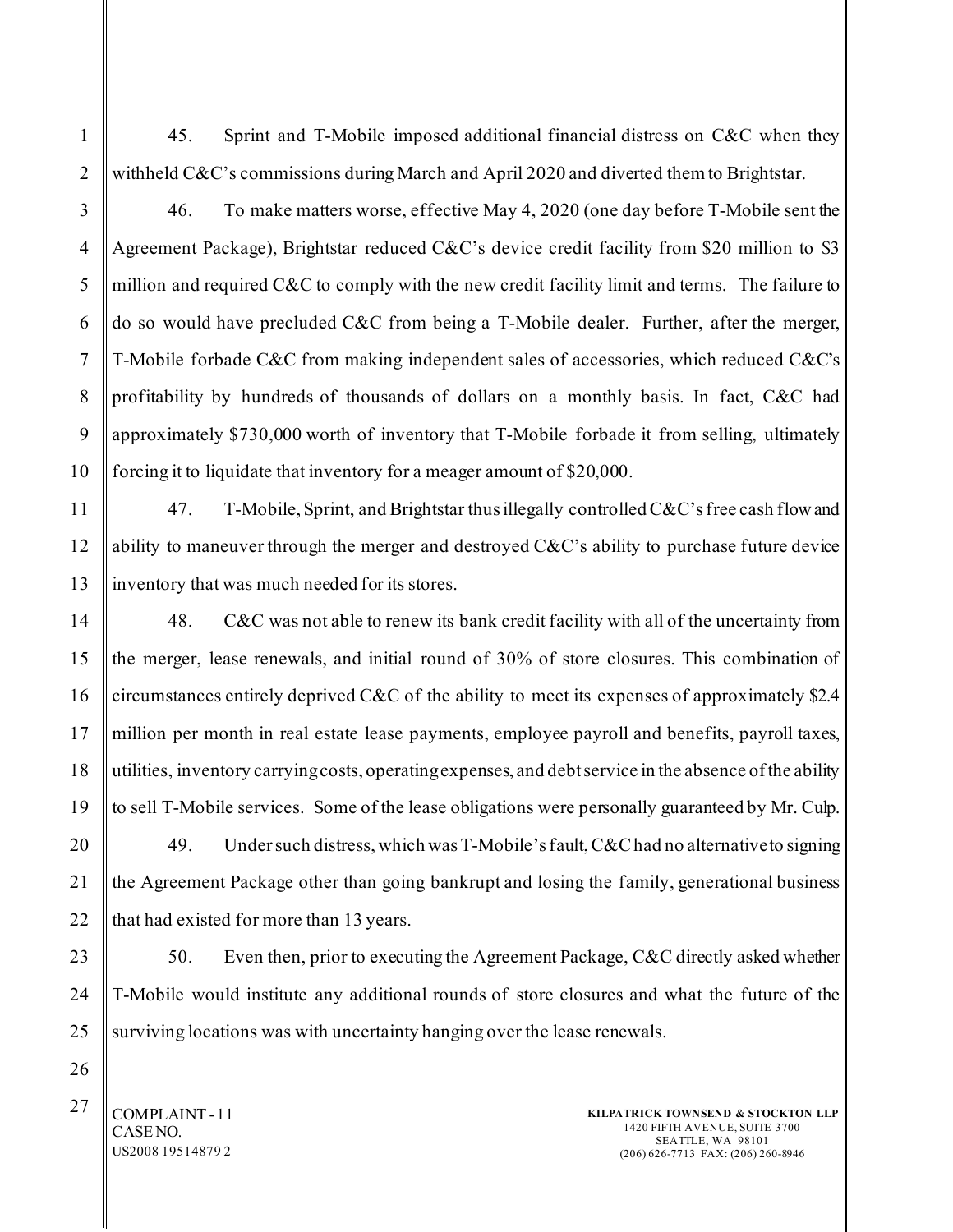45. Sprint and T-Mobile imposed additional financial distress on C&C when they withheld C&C's commissions during March and April 2020 and diverted them to Brightstar.

46. To make matters worse, effective May 4, 2020 (one day before T-Mobile sent the Agreement Package), Brightstar reduced C&C's device credit facility from $20 million to $3 million and required C&C to comply with the new credit facility limit and terms. The failure to do so would have precluded C&C from being a T-Mobile dealer. Further, after the merger, T-Mobile forbade C&C from making independent sales of accessories, which reduced C&C's profitability by hundreds of thousands of dollars on a monthly basis. In fact, C&C had approximately $730,000 worth of inventory that T-Mobile forbade it from selling, ultimately forcing it to liquidate that inventory for a meager amount of $20,000.

47. T-Mobile, Sprint, and Brightstar thus illegally controlled C&C's free cash flow and ability to maneuver through the merger and destroyed C&C's ability to purchase future device inventory that was much needed for its stores.

48. C&C was not able to renew its bank credit facility with all of the uncertainty from the merger, lease renewals, and initial round of 30% of store closures. This combination of circumstances entirely deprived C&C of the ability to meet its expenses of approximately $2.4 million per month in real estate lease payments, employee payroll and benefits, payroll taxes, utilities, inventory carrying costs, operating expenses, and debt service in the absence of the ability to sell T-Mobile services. Some of the lease obligations were personally guaranteed by Mr. Culp.

49. Under such distress, which was T-Mobile's fault, C&C had no alternative to signing the Agreement Package other than going bankrupt and losing the family, generational business that had existed for more than 13 years.

50. Even then, prior to executing the Agreement Package, C&C directly asked whether T-Mobile would institute any additional rounds of store closures and what the future of the surviving locations was with uncertainty hanging over the lease renewals.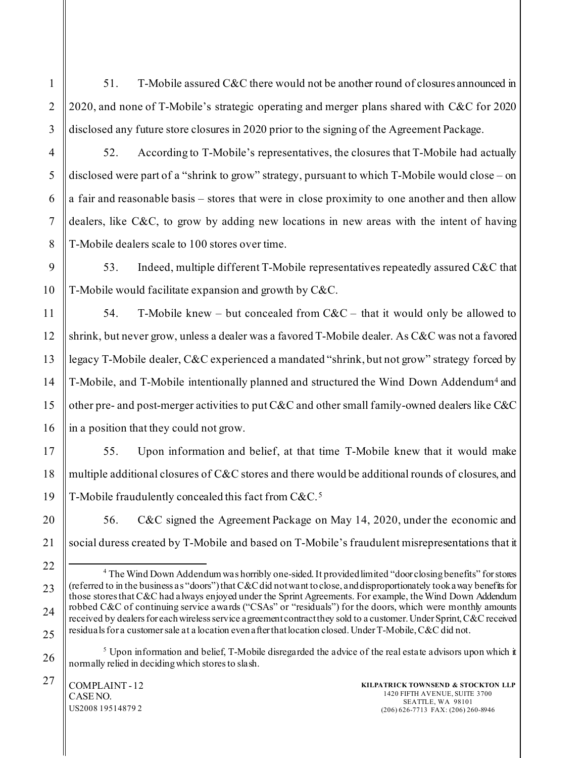51. T-Mobile assured C&C there would not be another round of closures announced in 2020, and none of T-Mobile's strategic operating and merger plans shared with C&C for 2020 disclosed any future store closures in 2020 prior to the signing of the Agreement Package.

52. According to T-Mobile's representatives, the closures that T-Mobile had actually disclosed were part of a "shrink to grow" strategy, pursuant to which T-Mobile would close – on a fair and reasonable basis – stores that were in close proximity to one another and then allow dealers, like C&C, to grow by adding new locations in new areas with the intent of having T-Mobile dealers scale to 100 stores over time.

53. Indeed, multiple different T-Mobile representatives repeatedly assured C&C that T-Mobile would facilitate expansion and growth by C&C.

54. T-Mobile knew – but concealed from C&C – that it would only be allowed to shrink, but never grow, unless a dealer was a favored T-Mobile dealer. As C&C was not a favored legacy T-Mobile dealer, C&C experienced a mandated "shrink, but not grow" strategy forced by T-Mobile, and T-Mobile intentionally planned and structured the Wind Down Addendum[4] and other pre- and post-merger activities to put C&C and other small family-owned dealers like C&C in a position that they could not grow.

55. Upon information and belief, at that time T-Mobile knew that it would make multiple additional closures of C&C stores and there would be additional rounds of closures, and T-Mobile fraudulently concealed this fact from C&C.[5]

56. C&C signed the Agreement Package on May 14, 2020, under the economic and social duress created by T-Mobile and based on T-Mobile's fraudulent misrepresentations that it

---

[4] The Wind Down Addendum was horribly one-sided. It provided limited "door closing benefits" for stores (referred to in the business as "doors") that C&C did not want to close, and disproportionately took away benefits for those stores that C&C had always enjoyed under the Sprint Agreements. For example, the Wind Down Addendum robbed C&C of continuing service awards ("CSAs" or "residuals") for the doors, which were monthly amounts received by dealers for each wireless service agreement contract they sold to a customer. Under Sprint, C&C received residuals for a customer sale at a location even after that location closed. Under T-Mobile, C&C did not.

[5] Upon information and belief, T-Mobile disregarded the advice of the real estate advisors upon which it normally relied in deciding which stores to slash.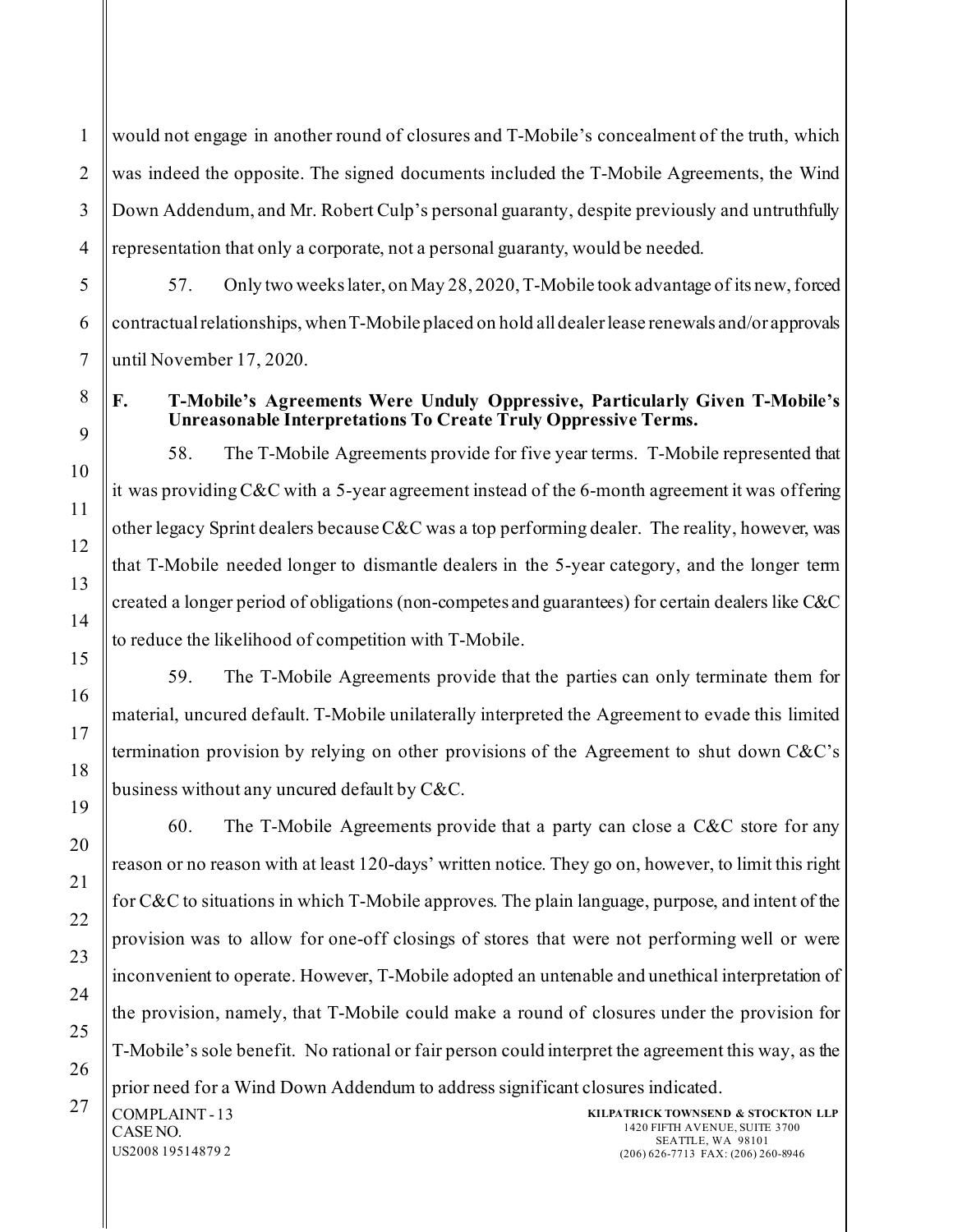would not engage in another round of closures and T-Mobile's concealment of the truth, which was indeed the opposite. The signed documents included the T-Mobile Agreements, the Wind Down Addendum, and Mr. Robert Culp's personal guaranty, despite previously and untruthfully representation that only a corporate, not a personal guaranty, would be needed.

57. Only two weeks later, on May 28, 2020, T-Mobile took advantage of its new, forced contractual relationships, when T-Mobile placed on hold all dealer lease renewals and/or approvals until November 17, 2020.

### F. T-Mobile's Agreements Were Unduly Oppressive, Particularly Given T-Mobile's Unreasonable Interpretations To Create Truly Oppressive Terms.

58. The T-Mobile Agreements provide for five year terms. T-Mobile represented that it was providing C&C with a 5-year agreement instead of the 6-month agreement it was offering other legacy Sprint dealers because C&C was a top performing dealer. The reality, however, was that T-Mobile needed longer to dismantle dealers in the 5-year category, and the longer term created a longer period of obligations (non-competes and guarantees) for certain dealers like C&C to reduce the likelihood of competition with T-Mobile.

59. The T-Mobile Agreements provide that the parties can only terminate them for material, uncured default. T-Mobile unilaterally interpreted the Agreement to evade this limited termination provision by relying on other provisions of the Agreement to shut down C&C's business without any uncured default by C&C.

60. The T-Mobile Agreements provide that a party can close a C&C store for any reason or no reason with at least 120-days' written notice. They go on, however, to limit this right for C&C to situations in which T-Mobile approves. The plain language, purpose, and intent of the provision was to allow for one-off closings of stores that were not performing well or were inconvenient to operate. However, T-Mobile adopted an untenable and unethical interpretation of the provision, namely, that T-Mobile could make a round of closures under the provision for T-Mobile's sole benefit. No rational or fair person could interpret the agreement this way, as the prior need for a Wind Down Addendum to address significant closures indicated.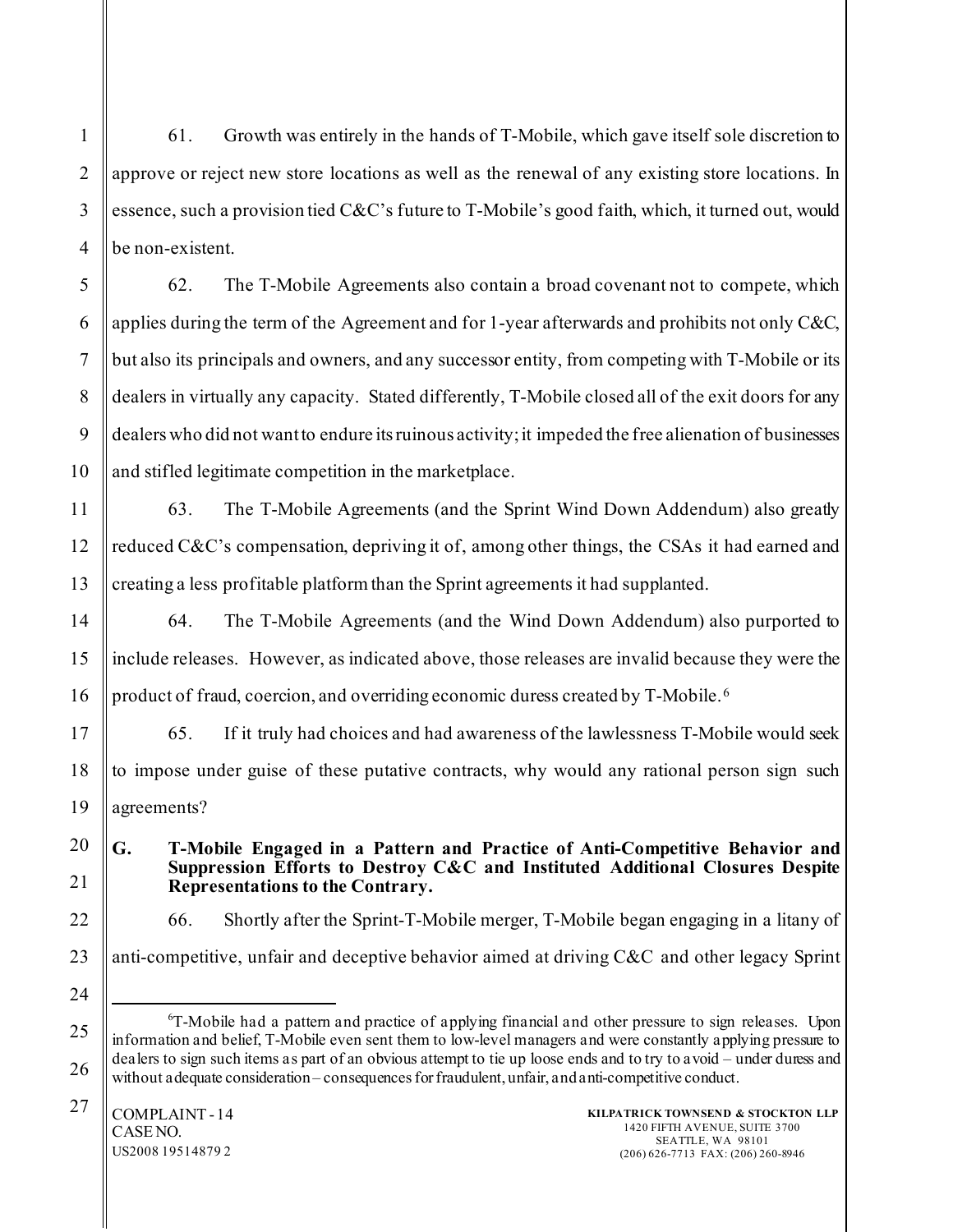61. Growth was entirely in the hands of T-Mobile, which gave itself sole discretion to approve or reject new store locations as well as the renewal of any existing store locations. In essence, such a provision tied C&C's future to T-Mobile's good faith, which, it turned out, would be non-existent.

62. The T-Mobile Agreements also contain a broad covenant not to compete, which applies during the term of the Agreement and for 1-year afterwards and prohibits not only C&C, but also its principals and owners, and any successor entity, from competing with T-Mobile or its dealers in virtually any capacity. Stated differently, T-Mobile closed all of the exit doors for any dealers who did not want to endure its ruinous activity; it impeded the free alienation of businesses and stifled legitimate competition in the marketplace.

63. The T-Mobile Agreements (and the Sprint Wind Down Addendum) also greatly reduced C&C's compensation, depriving it of, among other things, the CSAs it had earned and creating a less profitable platform than the Sprint agreements it had supplanted.

64. The T-Mobile Agreements (and the Wind Down Addendum) also purported to include releases. However, as indicated above, those releases are invalid because they were the product of fraud, coercion, and overriding economic duress created by T-Mobile.[6]

65. If it truly had choices and had awareness of the lawlessness T-Mobile would seek to impose under guise of these putative contracts, why would any rational person sign such agreements?

## G. T-Mobile Engaged in a Pattern and Practice of Anti-Competitive Behavior and Suppression Efforts to Destroy C&C and Instituted Additional Closures Despite Representations to the Contrary.

66. Shortly after the Sprint-T-Mobile merger, T-Mobile began engaging in a litany of anti-competitive, unfair and deceptive behavior aimed at driving C&C and other legacy Sprint

[6] T-Mobile had a pattern and practice of applying financial and other pressure to sign releases. Upon information and belief, T-Mobile even sent them to low-level managers and were constantly applying pressure to dealers to sign such items as part of an obvious attempt to tie up loose ends and to try to avoid – under duress and without adequate consideration – consequences for fraudulent, unfair, and anti-competitive conduct.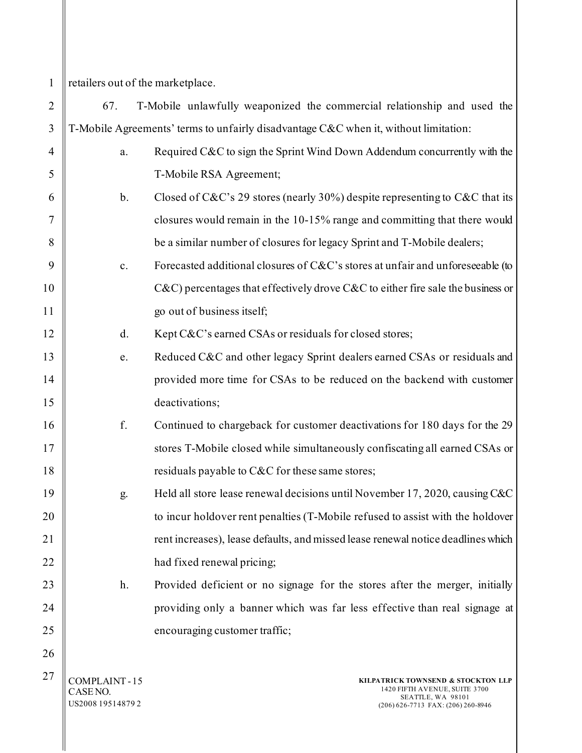retailers out of the marketplace.

67. T-Mobile unlawfully weaponized the commercial relationship and used the T-Mobile Agreements' terms to unfairly disadvantage C&C when it, without limitation:

a. Required C&C to sign the Sprint Wind Down Addendum concurrently with the T-Mobile RSA Agreement;

b. Closed of C&C's 29 stores (nearly 30%) despite representing to C&C that its closures would remain in the 10-15% range and committing that there would be a similar number of closures for legacy Sprint and T-Mobile dealers;

c. Forecasted additional closures of C&C's stores at unfair and unforeseeable (to C&C) percentages that effectively drove C&C to either fire sale the business or go out of business itself;

d. Kept C&C's earned CSAs or residuals for closed stores;

e. Reduced C&C and other legacy Sprint dealers earned CSAs or residuals and provided more time for CSAs to be reduced on the backend with customer deactivations;

f. Continued to chargeback for customer deactivations for 180 days for the 29 stores T-Mobile closed while simultaneously confiscating all earned CSAs or residuals payable to C&C for these same stores;

g. Held all store lease renewal decisions until November 17, 2020, causing C&C to incur holdover rent penalties (T-Mobile refused to assist with the holdover rent increases), lease defaults, and missed lease renewal notice deadlines which had fixed renewal pricing;

h. Provided deficient or no signage for the stores after the merger, initially providing only a banner which was far less effective than real signage at encouraging customer traffic;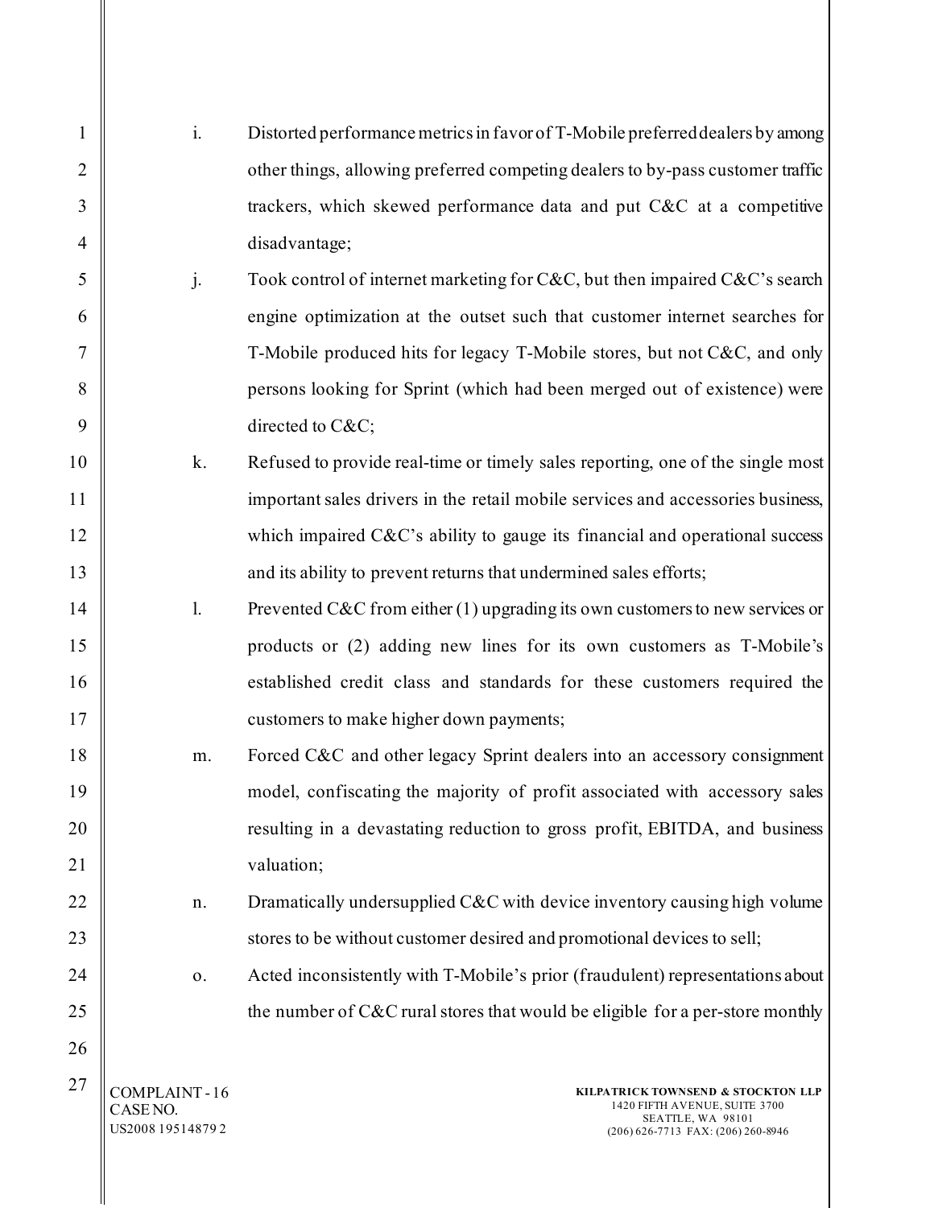i. Distorted performance metrics in favor of T-Mobile preferred dealers by among other things, allowing preferred competing dealers to by-pass customer traffic trackers, which skewed performance data and put C&C at a competitive disadvantage;

j. Took control of internet marketing for C&C, but then impaired C&C's search engine optimization at the outset such that customer internet searches for T-Mobile produced hits for legacy T-Mobile stores, but not C&C, and only persons looking for Sprint (which had been merged out of existence) were directed to C&C;

k. Refused to provide real-time or timely sales reporting, one of the single most important sales drivers in the retail mobile services and accessories business, which impaired C&C's ability to gauge its financial and operational success and its ability to prevent returns that undermined sales efforts;

l. Prevented C&C from either (1) upgrading its own customers to new services or products or (2) adding new lines for its own customers as T-Mobile's established credit class and standards for these customers required the customers to make higher down payments;

m. Forced C&C and other legacy Sprint dealers into an accessory consignment model, confiscating the majority of profit associated with accessory sales resulting in a devastating reduction to gross profit, EBITDA, and business valuation;

n. Dramatically undersupplied C&C with device inventory causing high volume stores to be without customer desired and promotional devices to sell;

o. Acted inconsistently with T-Mobile's prior (fraudulent) representations about the number of C&C rural stores that would be eligible for a per-store monthly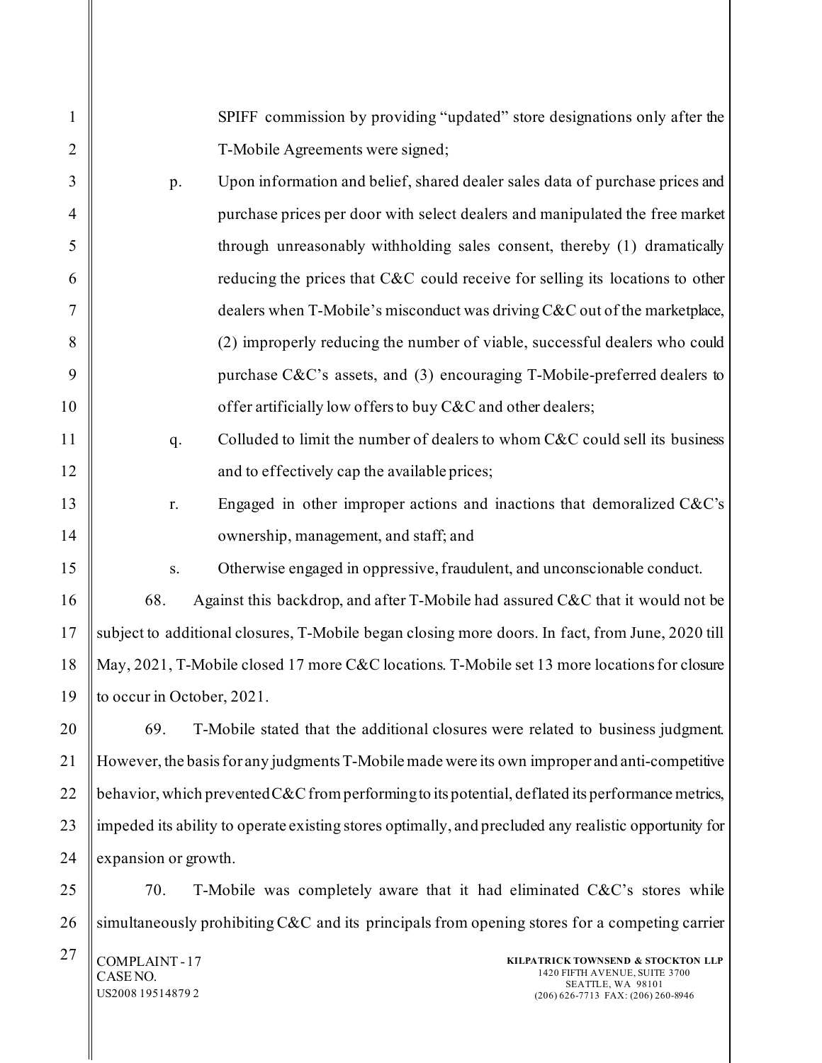SPIFF commission by providing "updated" store designations only after the T-Mobile Agreements were signed;

p. Upon information and belief, shared dealer sales data of purchase prices and purchase prices per door with select dealers and manipulated the free market through unreasonably withholding sales consent, thereby (1) dramatically reducing the prices that C&C could receive for selling its locations to other dealers when T-Mobile's misconduct was driving C&C out of the marketplace, (2) improperly reducing the number of viable, successful dealers who could purchase C&C's assets, and (3) encouraging T-Mobile-preferred dealers to offer artificially low offers to buy C&C and other dealers;

q. Colluded to limit the number of dealers to whom C&C could sell its business and to effectively cap the available prices;

r. Engaged in other improper actions and inactions that demoralized C&C's ownership, management, and staff; and

s. Otherwise engaged in oppressive, fraudulent, and unconscionable conduct.

68. Against this backdrop, and after T-Mobile had assured C&C that it would not be subject to additional closures, T-Mobile began closing more doors. In fact, from June, 2020 till May, 2021, T-Mobile closed 17 more C&C locations. T-Mobile set 13 more locations for closure to occur in October, 2021.

69. T-Mobile stated that the additional closures were related to business judgment. However, the basis for any judgments T-Mobile made were its own improper and anti-competitive behavior, which prevented C&C from performing to its potential, deflated its performance metrics, impeded its ability to operate existing stores optimally, and precluded any realistic opportunity for expansion or growth.

70. T-Mobile was completely aware that it had eliminated C&C's stores while simultaneously prohibiting C&C and its principals from opening stores for a competing carrier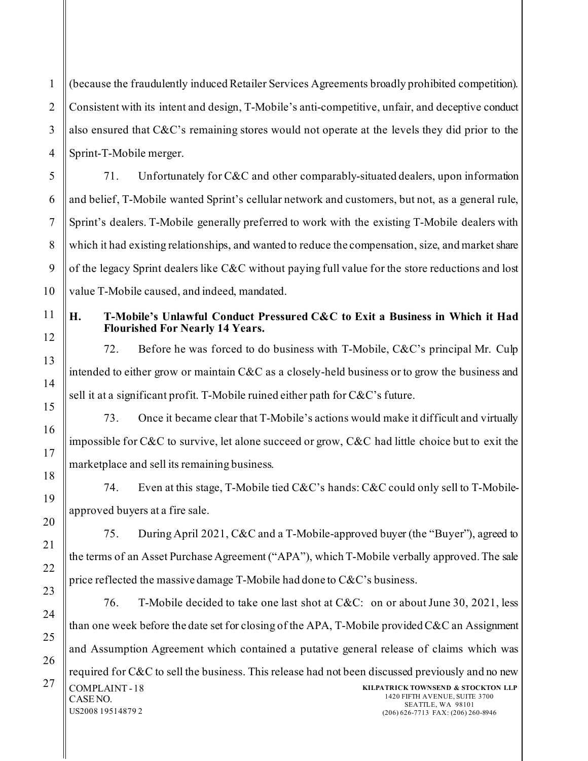(because the fraudulently induced Retailer Services Agreements broadly prohibited competition). Consistent with its intent and design, T-Mobile's anti-competitive, unfair, and deceptive conduct also ensured that C&C's remaining stores would not operate at the levels they did prior to the Sprint-T-Mobile merger.

71. Unfortunately for C&C and other comparably-situated dealers, upon information and belief, T-Mobile wanted Sprint's cellular network and customers, but not, as a general rule, Sprint's dealers. T-Mobile generally preferred to work with the existing T-Mobile dealers with which it had existing relationships, and wanted to reduce the compensation, size, and market share of the legacy Sprint dealers like C&C without paying full value for the store reductions and lost value T-Mobile caused, and indeed, mandated.

### H. T-Mobile's Unlawful Conduct Pressured C&C to Exit a Business in Which it Had Flourished For Nearly 14 Years.

72. Before he was forced to do business with T-Mobile, C&C's principal Mr. Culp intended to either grow or maintain C&C as a closely-held business or to grow the business and sell it at a significant profit. T-Mobile ruined either path for C&C's future.

73. Once it became clear that T-Mobile's actions would make it difficult and virtually impossible for C&C to survive, let alone succeed or grow, C&C had little choice but to exit the marketplace and sell its remaining business.

74. Even at this stage, T-Mobile tied C&C's hands: C&C could only sell to T-Mobile-approved buyers at a fire sale.

75. During April 2021, C&C and a T-Mobile-approved buyer (the "Buyer"), agreed to the terms of an Asset Purchase Agreement ("APA"), which T-Mobile verbally approved. The sale price reflected the massive damage T-Mobile had done to C&C's business.

76. T-Mobile decided to take one last shot at C&C: on or about June 30, 2021, less than one week before the date set for closing of the APA, T-Mobile provided C&C an Assignment and Assumption Agreement which contained a putative general release of claims which was required for C&C to sell the business. This release had not been discussed previously and no new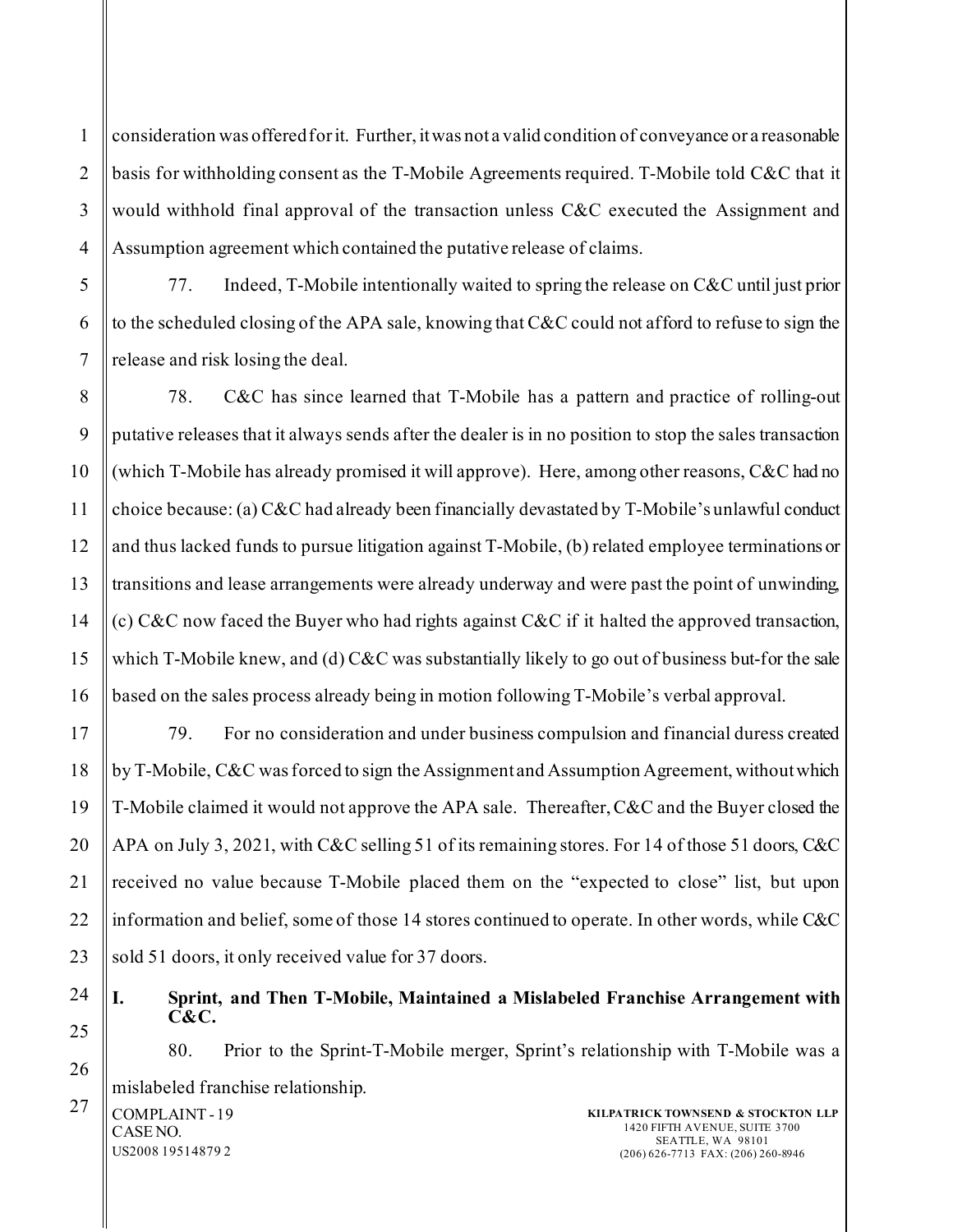consideration was offered for it. Further, it was not a valid condition of conveyance or a reasonable basis for withholding consent as the T-Mobile Agreements required. T-Mobile told C&C that it would withhold final approval of the transaction unless C&C executed the Assignment and Assumption agreement which contained the putative release of claims.

77. Indeed, T-Mobile intentionally waited to spring the release on C&C until just prior to the scheduled closing of the APA sale, knowing that C&C could not afford to refuse to sign the release and risk losing the deal.

78. C&C has since learned that T-Mobile has a pattern and practice of rolling-out putative releases that it always sends after the dealer is in no position to stop the sales transaction (which T-Mobile has already promised it will approve). Here, among other reasons, C&C had no choice because: (a) C&C had already been financially devastated by T-Mobile's unlawful conduct and thus lacked funds to pursue litigation against T-Mobile, (b) related employee terminations or transitions and lease arrangements were already underway and were past the point of unwinding, (c) C&C now faced the Buyer who had rights against C&C if it halted the approved transaction, which T-Mobile knew, and (d) C&C was substantially likely to go out of business but-for the sale based on the sales process already being in motion following T-Mobile's verbal approval.

79. For no consideration and under business compulsion and financial duress created by T-Mobile, C&C was forced to sign the Assignment and Assumption Agreement, without which T-Mobile claimed it would not approve the APA sale. Thereafter, C&C and the Buyer closed the APA on July 3, 2021, with C&C selling 51 of its remaining stores. For 14 of those 51 doors, C&C received no value because T-Mobile placed them on the "expected to close" list, but upon information and belief, some of those 14 stores continued to operate. In other words, while C&C sold 51 doors, it only received value for 37 doors.

## I. Sprint, and Then T-Mobile, Maintained a Mislabeled Franchise Arrangement with C&C.

80. Prior to the Sprint-T-Mobile merger, Sprint's relationship with T-Mobile was a mislabeled franchise relationship.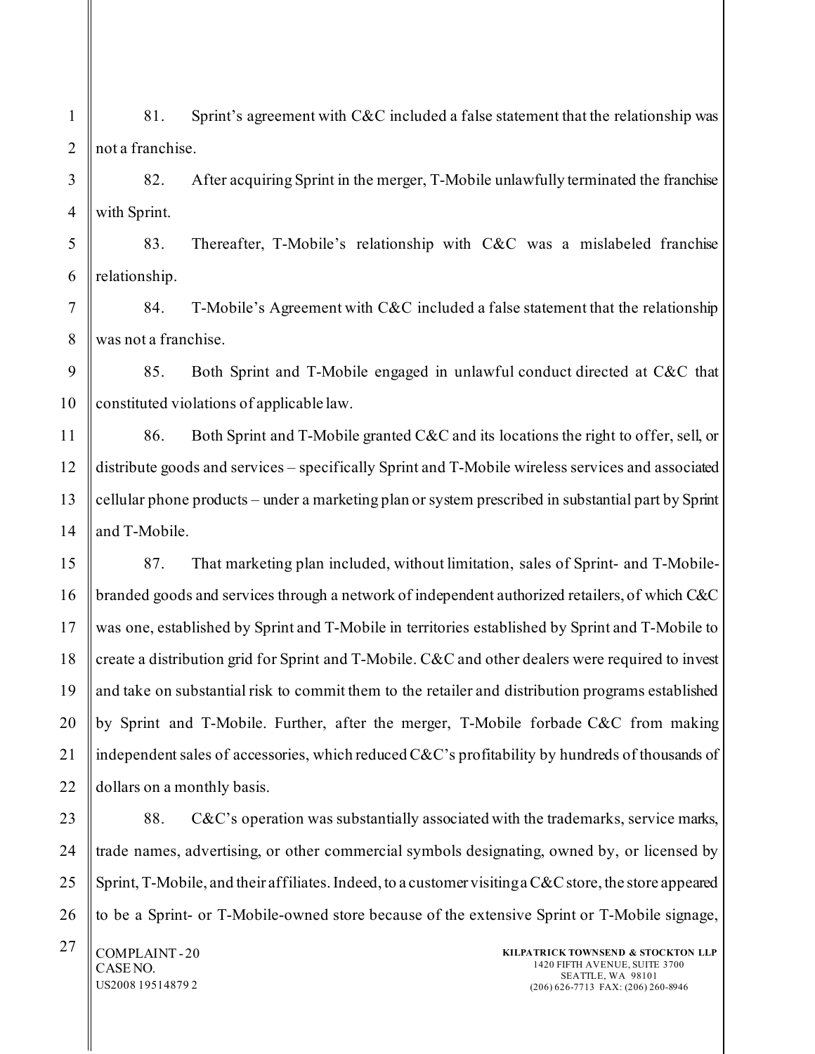81. Sprint's agreement with C&C included a false statement that the relationship was not a franchise.

82. After acquiring Sprint in the merger, T-Mobile unlawfully terminated the franchise with Sprint.

83. Thereafter, T-Mobile's relationship with C&C was a mislabeled franchise relationship.

84. T-Mobile's Agreement with C&C included a false statement that the relationship was not a franchise.

85. Both Sprint and T-Mobile engaged in unlawful conduct directed at C&C that constituted violations of applicable law.

86. Both Sprint and T-Mobile granted C&C and its locations the right to offer, sell, or distribute goods and services – specifically Sprint and T-Mobile wireless services and associated cellular phone products – under a marketing plan or system prescribed in substantial part by Sprint and T-Mobile.

87. That marketing plan included, without limitation, sales of Sprint- and T-Mobile-branded goods and services through a network of independent authorized retailers, of which C&C was one, established by Sprint and T-Mobile in territories established by Sprint and T-Mobile to create a distribution grid for Sprint and T-Mobile. C&C and other dealers were required to invest and take on substantial risk to commit them to the retailer and distribution programs established by Sprint and T-Mobile. Further, after the merger, T-Mobile forbade C&C from making independent sales of accessories, which reduced C&C's profitability by hundreds of thousands of dollars on a monthly basis.

88. C&C's operation was substantially associated with the trademarks, service marks, trade names, advertising, or other commercial symbols designating, owned by, or licensed by Sprint, T-Mobile, and their affiliates. Indeed, to a customer visiting a C&C store, the store appeared to be a Sprint- or T-Mobile-owned store because of the extensive Sprint or T-Mobile signage,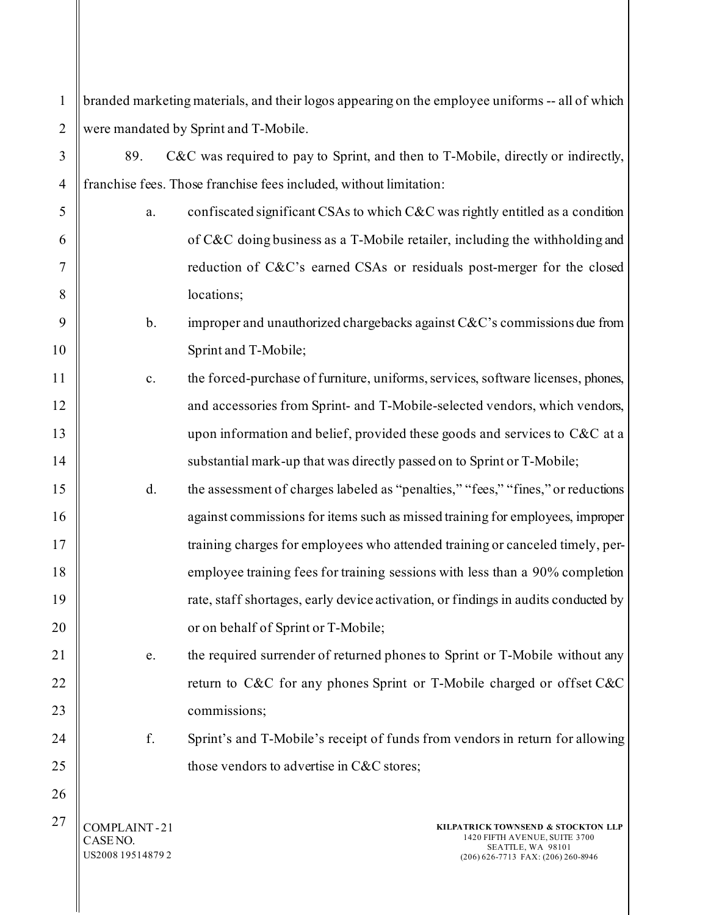branded marketing materials, and their logos appearing on the employee uniforms -- all of which were mandated by Sprint and T-Mobile.

89. C&C was required to pay to Sprint, and then to T-Mobile, directly or indirectly, franchise fees. Those franchise fees included, without limitation:

a. confiscated significant CSAs to which C&C was rightly entitled as a condition of C&C doing business as a T-Mobile retailer, including the withholding and reduction of C&C's earned CSAs or residuals post-merger for the closed locations;

b. improper and unauthorized chargebacks against C&C's commissions due from Sprint and T-Mobile;

c. the forced-purchase of furniture, uniforms, services, software licenses, phones, and accessories from Sprint- and T-Mobile-selected vendors, which vendors, upon information and belief, provided these goods and services to C&C at a substantial mark-up that was directly passed on to Sprint or T-Mobile;

d. the assessment of charges labeled as "penalties," "fees," "fines," or reductions against commissions for items such as missed training for employees, improper training charges for employees who attended training or canceled timely, per-employee training fees for training sessions with less than a 90% completion rate, staff shortages, early device activation, or findings in audits conducted by or on behalf of Sprint or T-Mobile;

e. the required surrender of returned phones to Sprint or T-Mobile without any return to C&C for any phones Sprint or T-Mobile charged or offset C&C commissions;

f. Sprint's and T-Mobile's receipt of funds from vendors in return for allowing those vendors to advertise in C&C stores;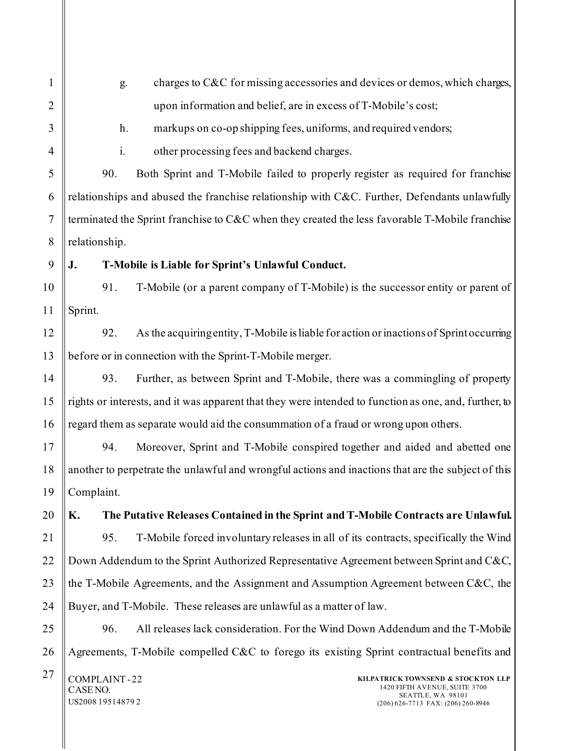g. charges to C&C for missing accessories and devices or demos, which charges, upon information and belief, are in excess of T-Mobile's cost;

h. markups on co-op shipping fees, uniforms, and required vendors;

i. other processing fees and backend charges.

90. Both Sprint and T-Mobile failed to properly register as required for franchise relationships and abused the franchise relationship with C&C. Further, Defendants unlawfully terminated the Sprint franchise to C&C when they created the less favorable T-Mobile franchise relationship.

**J. T-Mobile is Liable for Sprint's Unlawful Conduct.**

91. T-Mobile (or a parent company of T-Mobile) is the successor entity or parent of Sprint.

92. As the acquiring entity, T-Mobile is liable for action or inactions of Sprint occurring before or in connection with the Sprint-T-Mobile merger.

93. Further, as between Sprint and T-Mobile, there was a commingling of property rights or interests, and it was apparent that they were intended to function as one, and, further, to regard them as separate would aid the consummation of a fraud or wrong upon others.

94. Moreover, Sprint and T-Mobile conspired together and aided and abetted one another to perpetrate the unlawful and wrongful actions and inactions that are the subject of this Complaint.

**K. The Putative Releases Contained in the Sprint and T-Mobile Contracts are Unlawful.**

95. T-Mobile forced involuntary releases in all of its contracts, specifically the Wind Down Addendum to the Sprint Authorized Representative Agreement between Sprint and C&C, the T-Mobile Agreements, and the Assignment and Assumption Agreement between C&C, the Buyer, and T-Mobile. These releases are unlawful as a matter of law.

96. All releases lack consideration. For the Wind Down Addendum and the T-Mobile Agreements, T-Mobile compelled C&C to forego its existing Sprint contractual benefits and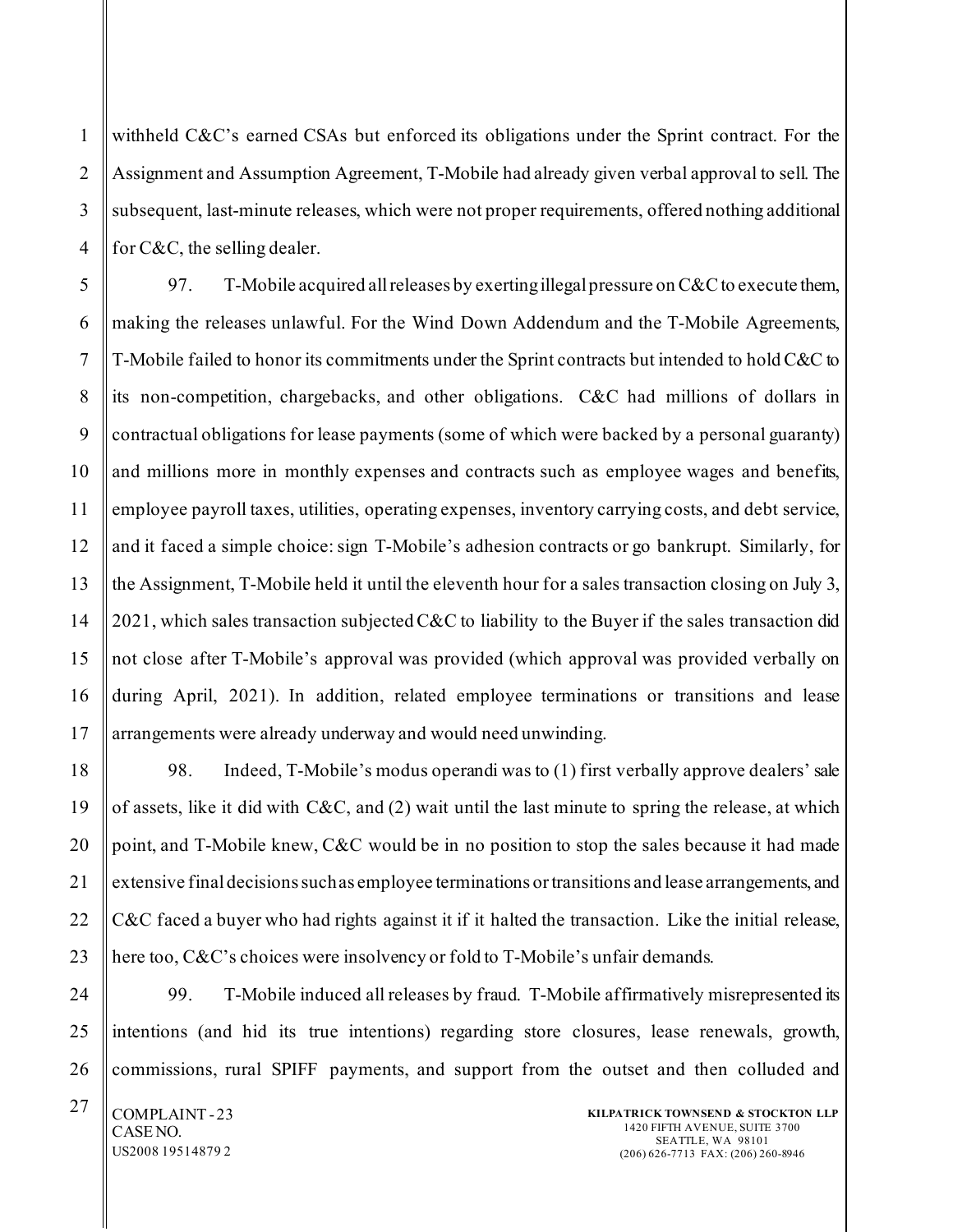withheld C&C's earned CSAs but enforced its obligations under the Sprint contract. For the Assignment and Assumption Agreement, T-Mobile had already given verbal approval to sell. The subsequent, last-minute releases, which were not proper requirements, offered nothing additional for C&C, the selling dealer.

97. T-Mobile acquired all releases by exerting illegal pressure on C&C to execute them, making the releases unlawful. For the Wind Down Addendum and the T-Mobile Agreements, T-Mobile failed to honor its commitments under the Sprint contracts but intended to hold C&C to its non-competition, chargebacks, and other obligations. C&C had millions of dollars in contractual obligations for lease payments (some of which were backed by a personal guaranty) and millions more in monthly expenses and contracts such as employee wages and benefits, employee payroll taxes, utilities, operating expenses, inventory carrying costs, and debt service, and it faced a simple choice: sign T-Mobile's adhesion contracts or go bankrupt. Similarly, for the Assignment, T-Mobile held it until the eleventh hour for a sales transaction closing on July 3, 2021, which sales transaction subjected C&C to liability to the Buyer if the sales transaction did not close after T-Mobile's approval was provided (which approval was provided verbally on during April, 2021). In addition, related employee terminations or transitions and lease arrangements were already underway and would need unwinding.

98. Indeed, T-Mobile's modus operandi was to (1) first verbally approve dealers' sale of assets, like it did with C&C, and (2) wait until the last minute to spring the release, at which point, and T-Mobile knew, C&C would be in no position to stop the sales because it had made extensive final decisions such as employee terminations or transitions and lease arrangements, and C&C faced a buyer who had rights against it if it halted the transaction. Like the initial release, here too, C&C's choices were insolvency or fold to T-Mobile's unfair demands.

99. T-Mobile induced all releases by fraud. T-Mobile affirmatively misrepresented its intentions (and hid its true intentions) regarding store closures, lease renewals, growth, commissions, rural SPIFF payments, and support from the outset and then colluded and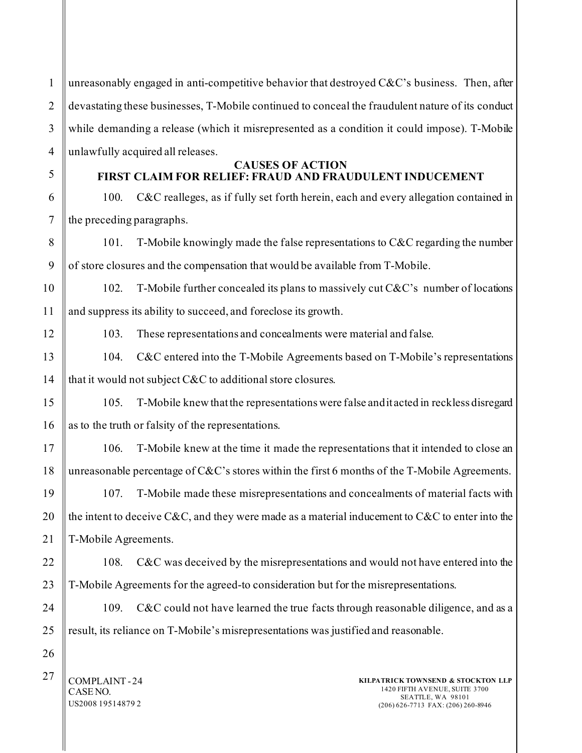unreasonably engaged in anti-competitive behavior that destroyed C&C's business. Then, after devastating these businesses, T-Mobile continued to conceal the fraudulent nature of its conduct while demanding a release (which it misrepresented as a condition it could impose). T-Mobile unlawfully acquired all releases.

## CAUSES OF ACTION

## FIRST CLAIM FOR RELIEF: FRAUD AND FRAUDULENT INDUCEMENT

100. C&C realleges, as if fully set forth herein, each and every allegation contained in the preceding paragraphs.

101. T-Mobile knowingly made the false representations to C&C regarding the number of store closures and the compensation that would be available from T-Mobile.

102. T-Mobile further concealed its plans to massively cut C&C's number of locations and suppress its ability to succeed, and foreclose its growth.

103. These representations and concealments were material and false.

104. C&C entered into the T-Mobile Agreements based on T-Mobile's representations that it would not subject C&C to additional store closures.

105. T-Mobile knew that the representations were false and it acted in reckless disregard as to the truth or falsity of the representations.

106. T-Mobile knew at the time it made the representations that it intended to close an unreasonable percentage of C&C's stores within the first 6 months of the T-Mobile Agreements.

107. T-Mobile made these misrepresentations and concealments of material facts with the intent to deceive C&C, and they were made as a material inducement to C&C to enter into the T-Mobile Agreements.

108. C&C was deceived by the misrepresentations and would not have entered into the T-Mobile Agreements for the agreed-to consideration but for the misrepresentations.

109. C&C could not have learned the true facts through reasonable diligence, and as a result, its reliance on T-Mobile's misrepresentations was justified and reasonable.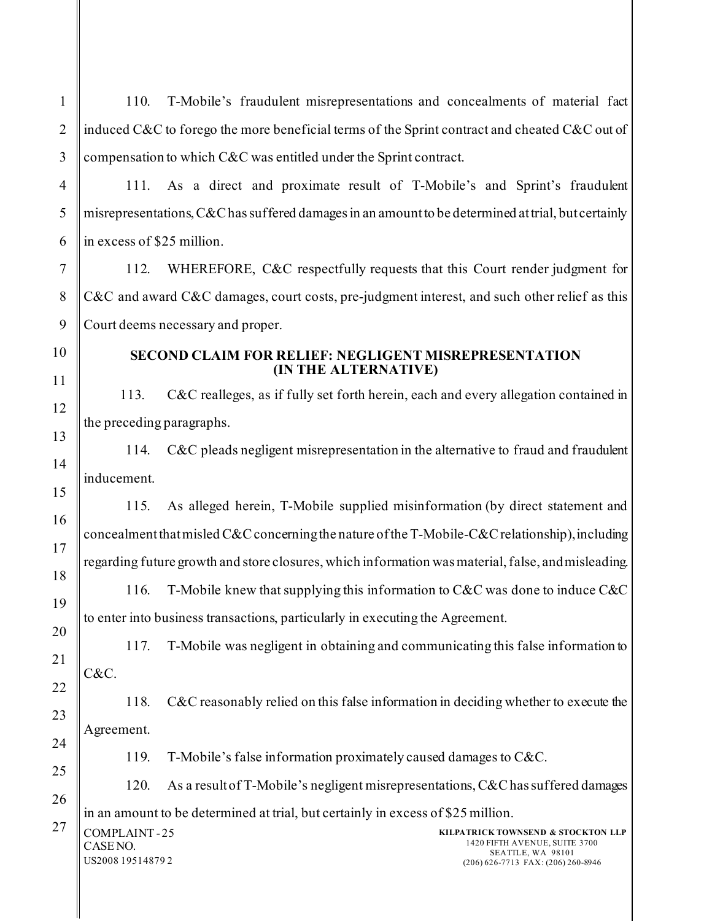110. T-Mobile's fraudulent misrepresentations and concealments of material fact induced C&C to forego the more beneficial terms of the Sprint contract and cheated C&C out of compensation to which C&C was entitled under the Sprint contract.

111. As a direct and proximate result of T-Mobile's and Sprint's fraudulent misrepresentations, C&C has suffered damages in an amount to be determined at trial, but certainly in excess of $25 million.

112. WHEREFORE, C&C respectfully requests that this Court render judgment for C&C and award C&C damages, court costs, pre-judgment interest, and such other relief as this Court deems necessary and proper.

**SECOND CLAIM FOR RELIEF: NEGLIGENT MISREPRESENTATION (IN THE ALTERNATIVE)**

113. C&C realleges, as if fully set forth herein, each and every allegation contained in the preceding paragraphs.

114. C&C pleads negligent misrepresentation in the alternative to fraud and fraudulent inducement.

115. As alleged herein, T-Mobile supplied misinformation (by direct statement and concealment that misled C&C concerning the nature of the T-Mobile-C&C relationship), including regarding future growth and store closures, which information was material, false, and misleading.

116. T-Mobile knew that supplying this information to C&C was done to induce C&C to enter into business transactions, particularly in executing the Agreement.

117. T-Mobile was negligent in obtaining and communicating this false information to C&C.

118. C&C reasonably relied on this false information in deciding whether to execute the Agreement.

119. T-Mobile's false information proximately caused damages to C&C.

120. As a result of T-Mobile's negligent misrepresentations, C&C has suffered damages in an amount to be determined at trial, but certainly in excess of $25 million.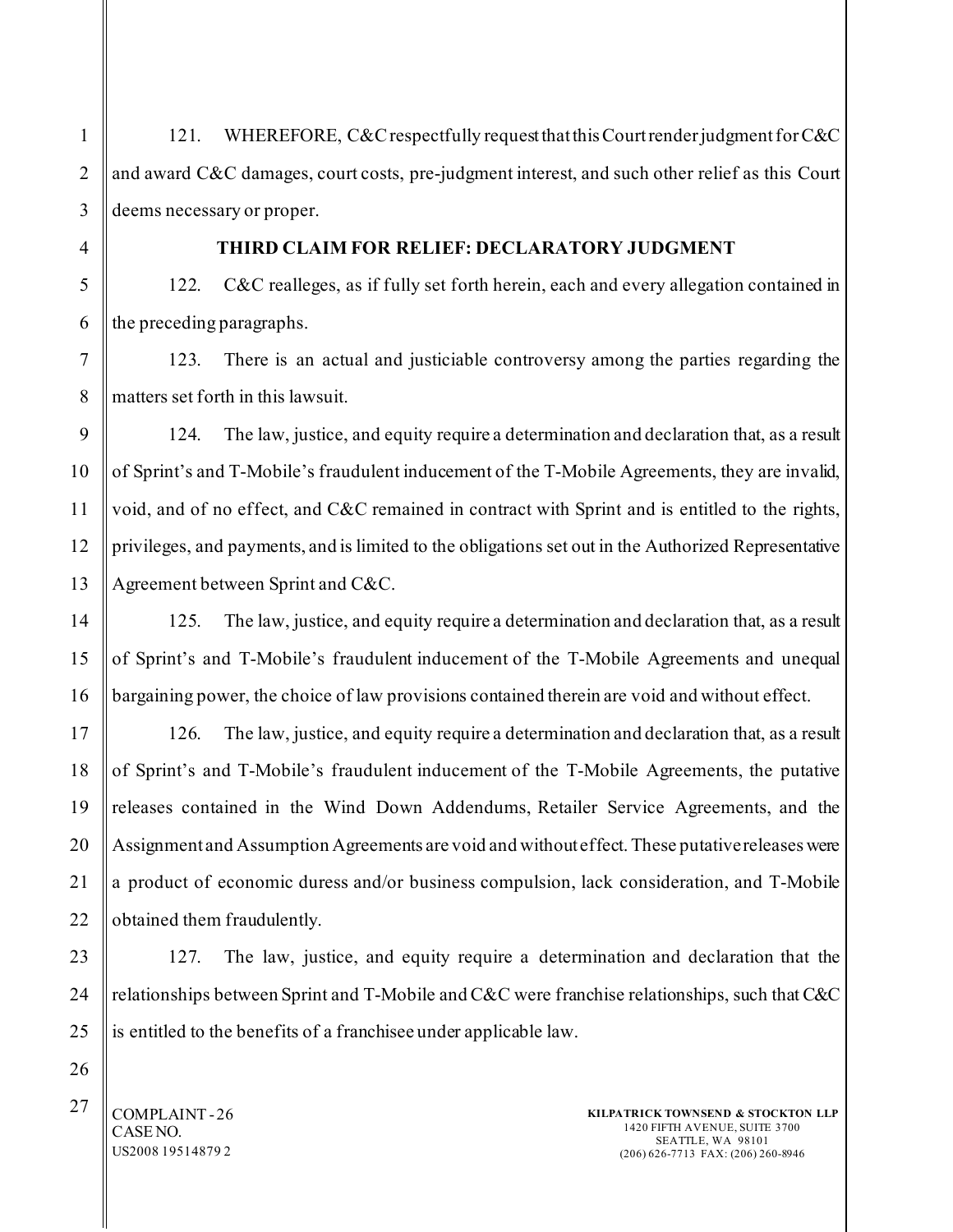121. WHEREFORE, C&C respectfully request that this Court render judgment for C&C and award C&C damages, court costs, pre-judgment interest, and such other relief as this Court deems necessary or proper.

## THIRD CLAIM FOR RELIEF: DECLARATORY JUDGMENT

122. C&C realleges, as if fully set forth herein, each and every allegation contained in the preceding paragraphs.

123. There is an actual and justiciable controversy among the parties regarding the matters set forth in this lawsuit.

124. The law, justice, and equity require a determination and declaration that, as a result of Sprint's and T-Mobile's fraudulent inducement of the T-Mobile Agreements, they are invalid, void, and of no effect, and C&C remained in contract with Sprint and is entitled to the rights, privileges, and payments, and is limited to the obligations set out in the Authorized Representative Agreement between Sprint and C&C.

125. The law, justice, and equity require a determination and declaration that, as a result of Sprint's and T-Mobile's fraudulent inducement of the T-Mobile Agreements and unequal bargaining power, the choice of law provisions contained therein are void and without effect.

126. The law, justice, and equity require a determination and declaration that, as a result of Sprint's and T-Mobile's fraudulent inducement of the T-Mobile Agreements, the putative releases contained in the Wind Down Addendums, Retailer Service Agreements, and the Assignment and Assumption Agreements are void and without effect. These putative releases were a product of economic duress and/or business compulsion, lack consideration, and T-Mobile obtained them fraudulently.

127. The law, justice, and equity require a determination and declaration that the relationships between Sprint and T-Mobile and C&C were franchise relationships, such that C&C is entitled to the benefits of a franchisee under applicable law.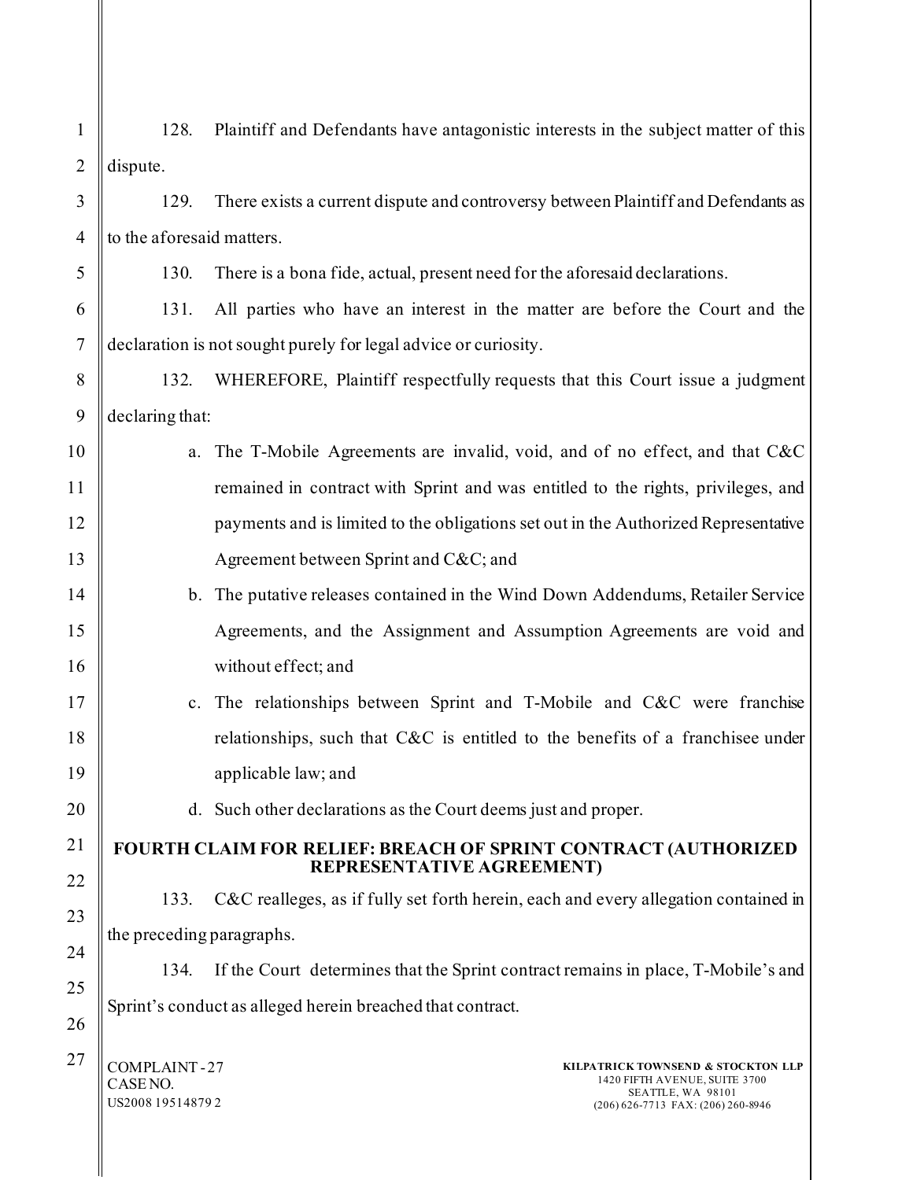128. Plaintiff and Defendants have antagonistic interests in the subject matter of this dispute.

129. There exists a current dispute and controversy between Plaintiff and Defendants as to the aforesaid matters.

130. There is a bona fide, actual, present need for the aforesaid declarations.

131. All parties who have an interest in the matter are before the Court and the declaration is not sought purely for legal advice or curiosity.

132. WHEREFORE, Plaintiff respectfully requests that this Court issue a judgment declaring that:

a. The T-Mobile Agreements are invalid, void, and of no effect, and that C&C remained in contract with Sprint and was entitled to the rights, privileges, and payments and is limited to the obligations set out in the Authorized Representative Agreement between Sprint and C&C; and

b. The putative releases contained in the Wind Down Addendums, Retailer Service Agreements, and the Assignment and Assumption Agreements are void and without effect; and

c. The relationships between Sprint and T-Mobile and C&C were franchise relationships, such that C&C is entitled to the benefits of a franchisee under applicable law; and

d. Such other declarations as the Court deems just and proper.

**FOURTH CLAIM FOR RELIEF: BREACH OF SPRINT CONTRACT (AUTHORIZED REPRESENTATIVE AGREEMENT)**

133. C&C realleges, as if fully set forth herein, each and every allegation contained in the preceding paragraphs.

134. If the Court determines that the Sprint contract remains in place, T-Mobile's and Sprint's conduct as alleged herein breached that contract.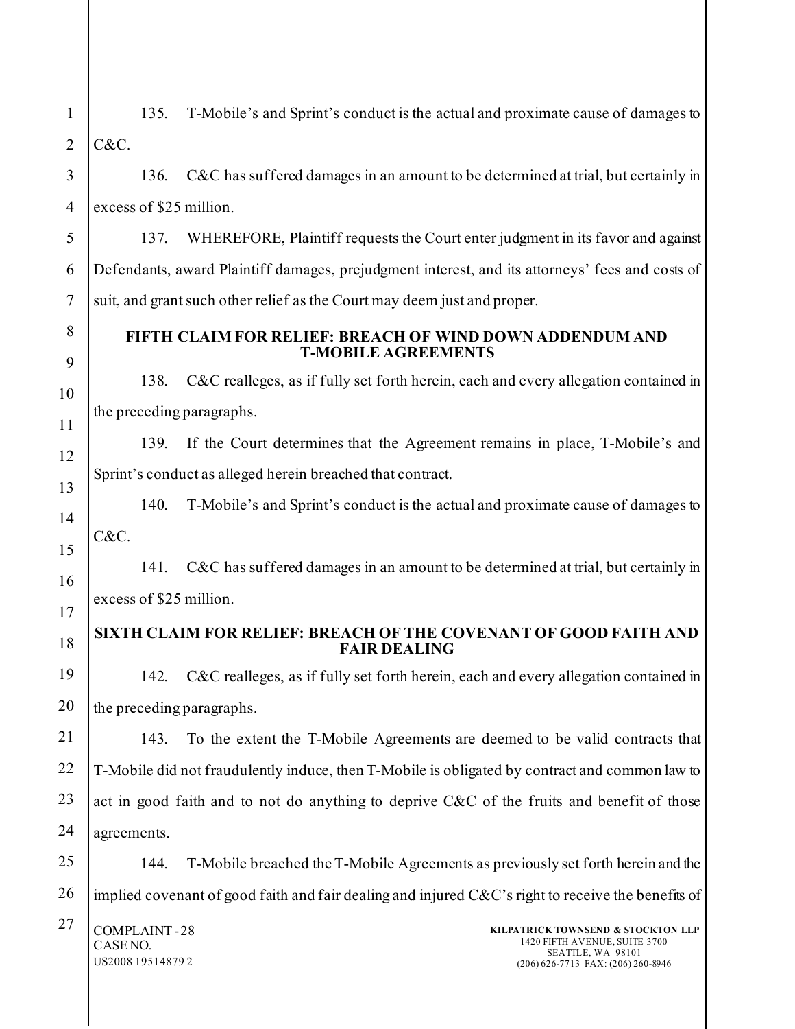135. T-Mobile's and Sprint's conduct is the actual and proximate cause of damages to C&C.

136. C&C has suffered damages in an amount to be determined at trial, but certainly in excess of $25 million.

137. WHEREFORE, Plaintiff requests the Court enter judgment in its favor and against Defendants, award Plaintiff damages, prejudgment interest, and its attorneys' fees and costs of suit, and grant such other relief as the Court may deem just and proper.

## FIFTH CLAIM FOR RELIEF: BREACH OF WIND DOWN ADDENDUM AND T-MOBILE AGREEMENTS

138. C&C realleges, as if fully set forth herein, each and every allegation contained in the preceding paragraphs.

139. If the Court determines that the Agreement remains in place, T-Mobile's and Sprint's conduct as alleged herein breached that contract.

140. T-Mobile's and Sprint's conduct is the actual and proximate cause of damages to C&C.

141. C&C has suffered damages in an amount to be determined at trial, but certainly in excess of $25 million.

## SIXTH CLAIM FOR RELIEF: BREACH OF THE COVENANT OF GOOD FAITH AND FAIR DEALING

142. C&C realleges, as if fully set forth herein, each and every allegation contained in the preceding paragraphs.

143. To the extent the T-Mobile Agreements are deemed to be valid contracts that T-Mobile did not fraudulently induce, then T-Mobile is obligated by contract and common law to act in good faith and to not do anything to deprive C&C of the fruits and benefit of those agreements.

144. T-Mobile breached the T-Mobile Agreements as previously set forth herein and the implied covenant of good faith and fair dealing and injured C&C's right to receive the benefits of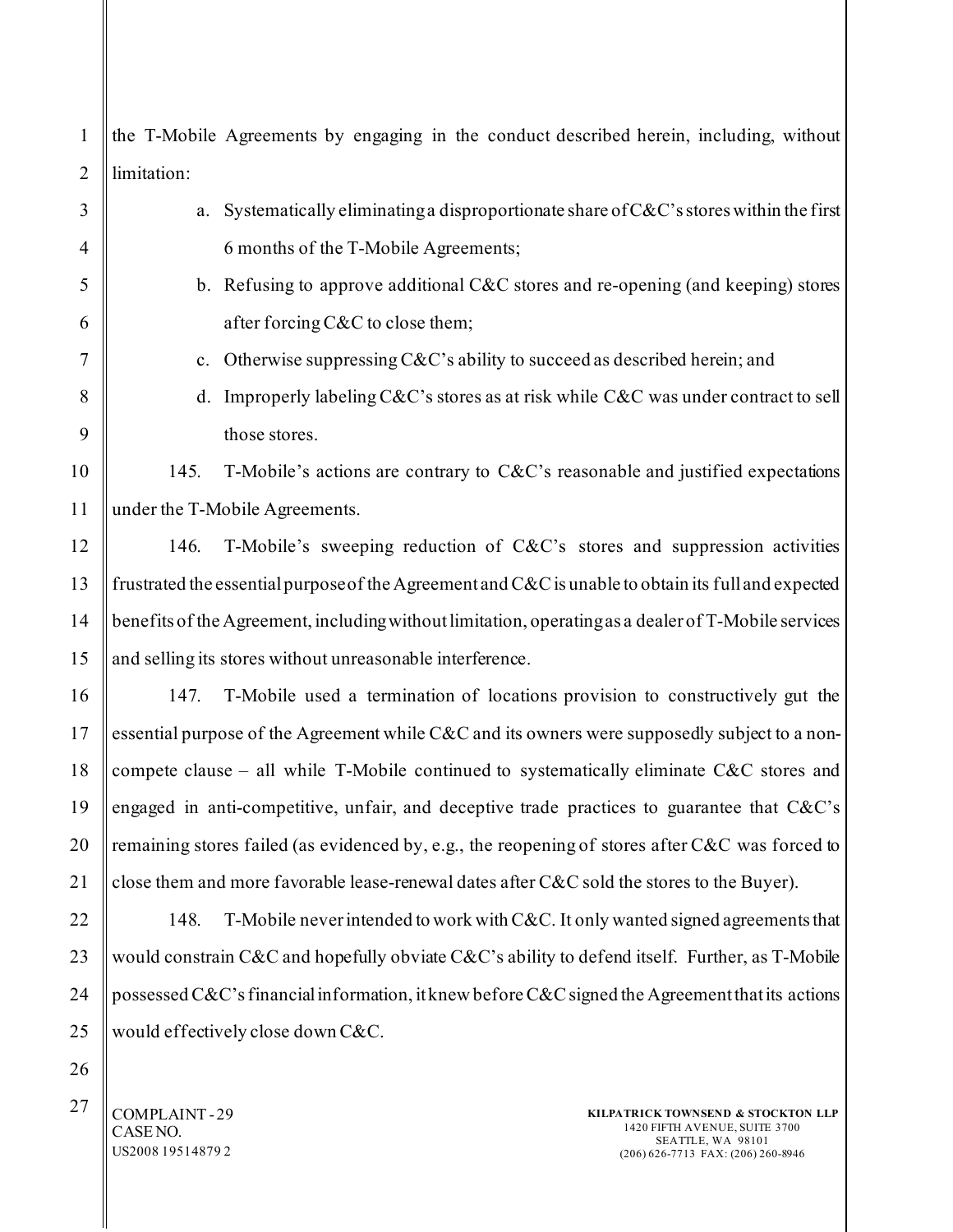the T-Mobile Agreements by engaging in the conduct described herein, including, without limitation:

a. Systematically eliminating a disproportionate share of C&C's stores within the first 6 months of the T-Mobile Agreements;

b. Refusing to approve additional C&C stores and re-opening (and keeping) stores after forcing C&C to close them;

c. Otherwise suppressing C&C's ability to succeed as described herein; and

d. Improperly labeling C&C's stores as at risk while C&C was under contract to sell those stores.

145. T-Mobile's actions are contrary to C&C's reasonable and justified expectations under the T-Mobile Agreements.

146. T-Mobile's sweeping reduction of C&C's stores and suppression activities frustrated the essential purpose of the Agreement and C&C is unable to obtain its full and expected benefits of the Agreement, including without limitation, operating as a dealer of T-Mobile services and selling its stores without unreasonable interference.

147. T-Mobile used a termination of locations provision to constructively gut the essential purpose of the Agreement while C&C and its owners were supposedly subject to a non-compete clause – all while T-Mobile continued to systematically eliminate C&C stores and engaged in anti-competitive, unfair, and deceptive trade practices to guarantee that C&C's remaining stores failed (as evidenced by, e.g., the reopening of stores after C&C was forced to close them and more favorable lease-renewal dates after C&C sold the stores to the Buyer).

148. T-Mobile never intended to work with C&C. It only wanted signed agreements that would constrain C&C and hopefully obviate C&C's ability to defend itself. Further, as T-Mobile possessed C&C's financial information, it knew before C&C signed the Agreement that its actions would effectively close down C&C.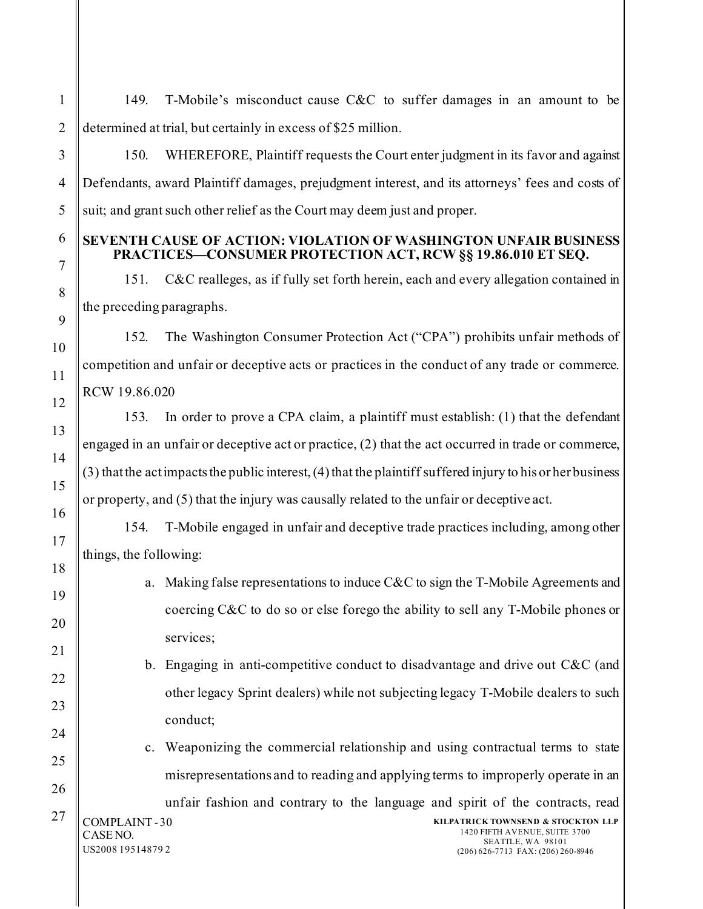149. T-Mobile's misconduct cause C&C to suffer damages in an amount to be determined at trial, but certainly in excess of $25 million.

150. WHEREFORE, Plaintiff requests the Court enter judgment in its favor and against Defendants, award Plaintiff damages, prejudgment interest, and its attorneys' fees and costs of suit; and grant such other relief as the Court may deem just and proper.

**SEVENTH CAUSE OF ACTION: VIOLATION OF WASHINGTON UNFAIR BUSINESS PRACTICES—CONSUMER PROTECTION ACT, RCW §§ 19.86.010 ET SEQ.**

151. C&C realleges, as if fully set forth herein, each and every allegation contained in the preceding paragraphs.

152. The Washington Consumer Protection Act ("CPA") prohibits unfair methods of competition and unfair or deceptive acts or practices in the conduct of any trade or commerce. RCW 19.86.020

153. In order to prove a CPA claim, a plaintiff must establish: (1) that the defendant engaged in an unfair or deceptive act or practice, (2) that the act occurred in trade or commerce, (3) that the act impacts the public interest, (4) that the plaintiff suffered injury to his or her business or property, and (5) that the injury was causally related to the unfair or deceptive act.

154. T-Mobile engaged in unfair and deceptive trade practices including, among other things, the following:

a. Making false representations to induce C&C to sign the T-Mobile Agreements and coercing C&C to do so or else forego the ability to sell any T-Mobile phones or services;

b. Engaging in anti-competitive conduct to disadvantage and drive out C&C (and other legacy Sprint dealers) while not subjecting legacy T-Mobile dealers to such conduct;

c. Weaponizing the commercial relationship and using contractual terms to state misrepresentations and to reading and applying terms to improperly operate in an unfair fashion and contrary to the language and spirit of the contracts, read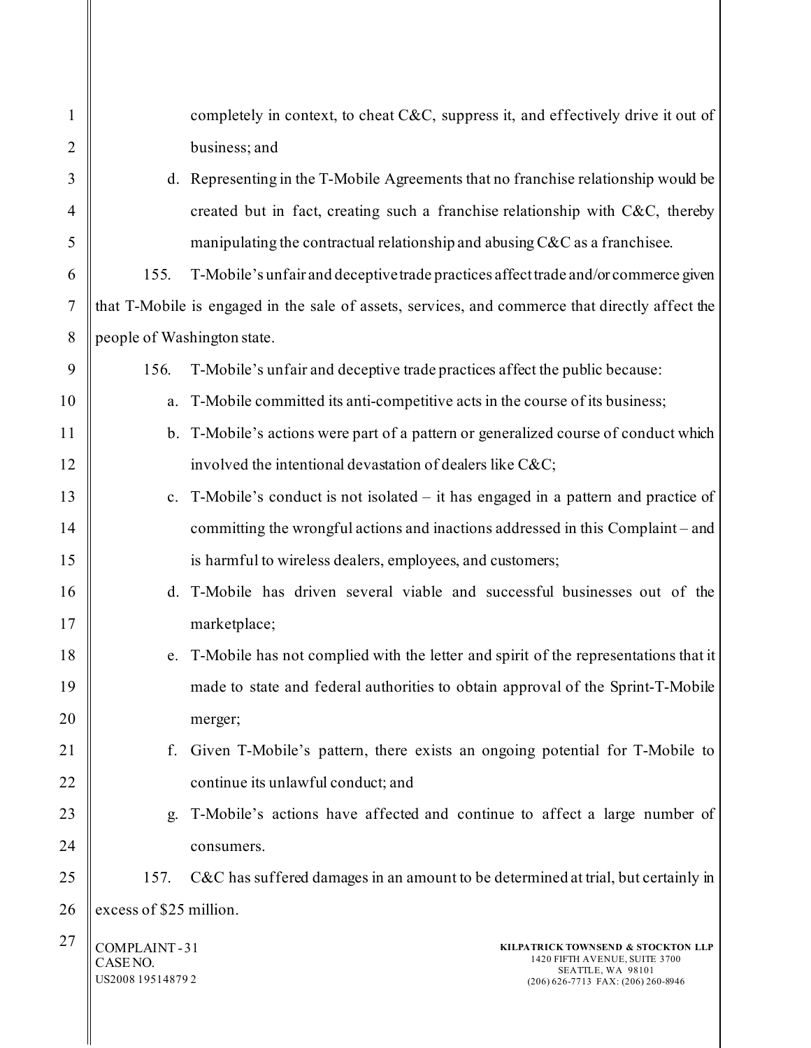completely in context, to cheat C&C, suppress it, and effectively drive it out of business; and

d. Representing in the T-Mobile Agreements that no franchise relationship would be created but in fact, creating such a franchise relationship with C&C, thereby manipulating the contractual relationship and abusing C&C as a franchisee.

155. T-Mobile's unfair and deceptive trade practices affect trade and/or commerce given that T-Mobile is engaged in the sale of assets, services, and commerce that directly affect the people of Washington state.

156. T-Mobile's unfair and deceptive trade practices affect the public because:

a. T-Mobile committed its anti-competitive acts in the course of its business;

b. T-Mobile's actions were part of a pattern or generalized course of conduct which involved the intentional devastation of dealers like C&C;

c. T-Mobile's conduct is not isolated – it has engaged in a pattern and practice of committing the wrongful actions and inactions addressed in this Complaint – and is harmful to wireless dealers, employees, and customers;

d. T-Mobile has driven several viable and successful businesses out of the marketplace;

e. T-Mobile has not complied with the letter and spirit of the representations that it made to state and federal authorities to obtain approval of the Sprint-T-Mobile merger;

f. Given T-Mobile's pattern, there exists an ongoing potential for T-Mobile to continue its unlawful conduct; and

g. T-Mobile's actions have affected and continue to affect a large number of consumers.

157. C&C has suffered damages in an amount to be determined at trial, but certainly in excess of $25 million.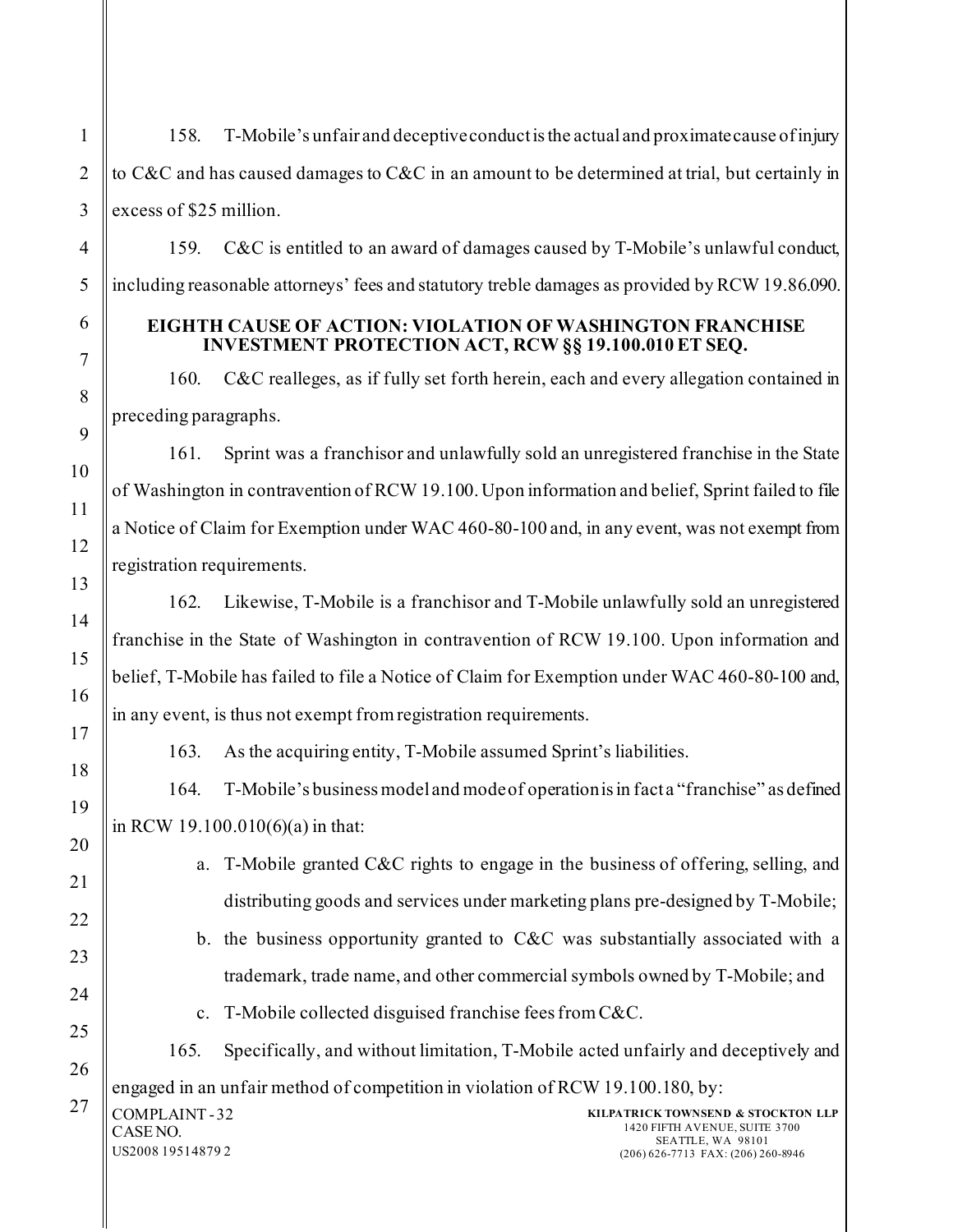158. T-Mobile's unfair and deceptive conduct is the actual and proximate cause of injury to C&C and has caused damages to C&C in an amount to be determined at trial, but certainly in excess of $25 million.

159. C&C is entitled to an award of damages caused by T-Mobile's unlawful conduct, including reasonable attorneys' fees and statutory treble damages as provided by RCW 19.86.090.

**EIGHTH CAUSE OF ACTION: VIOLATION OF WASHINGTON FRANCHISE INVESTMENT PROTECTION ACT, RCW §§ 19.100.010 ET SEQ.**

160. C&C realleges, as if fully set forth herein, each and every allegation contained in preceding paragraphs.

161. Sprint was a franchisor and unlawfully sold an unregistered franchise in the State of Washington in contravention of RCW 19.100. Upon information and belief, Sprint failed to file a Notice of Claim for Exemption under WAC 460-80-100 and, in any event, was not exempt from registration requirements.

162. Likewise, T-Mobile is a franchisor and T-Mobile unlawfully sold an unregistered franchise in the State of Washington in contravention of RCW 19.100. Upon information and belief, T-Mobile has failed to file a Notice of Claim for Exemption under WAC 460-80-100 and, in any event, is thus not exempt from registration requirements.

163. As the acquiring entity, T-Mobile assumed Sprint's liabilities.

164. T-Mobile's business model and mode of operation is in fact a "franchise" as defined in RCW 19.100.010(6)(a) in that:

a. T-Mobile granted C&C rights to engage in the business of offering, selling, and distributing goods and services under marketing plans pre-designed by T-Mobile;

b. the business opportunity granted to C&C was substantially associated with a trademark, trade name, and other commercial symbols owned by T-Mobile; and

c. T-Mobile collected disguised franchise fees from C&C.

165. Specifically, and without limitation, T-Mobile acted unfairly and deceptively and engaged in an unfair method of competition in violation of RCW 19.100.180, by: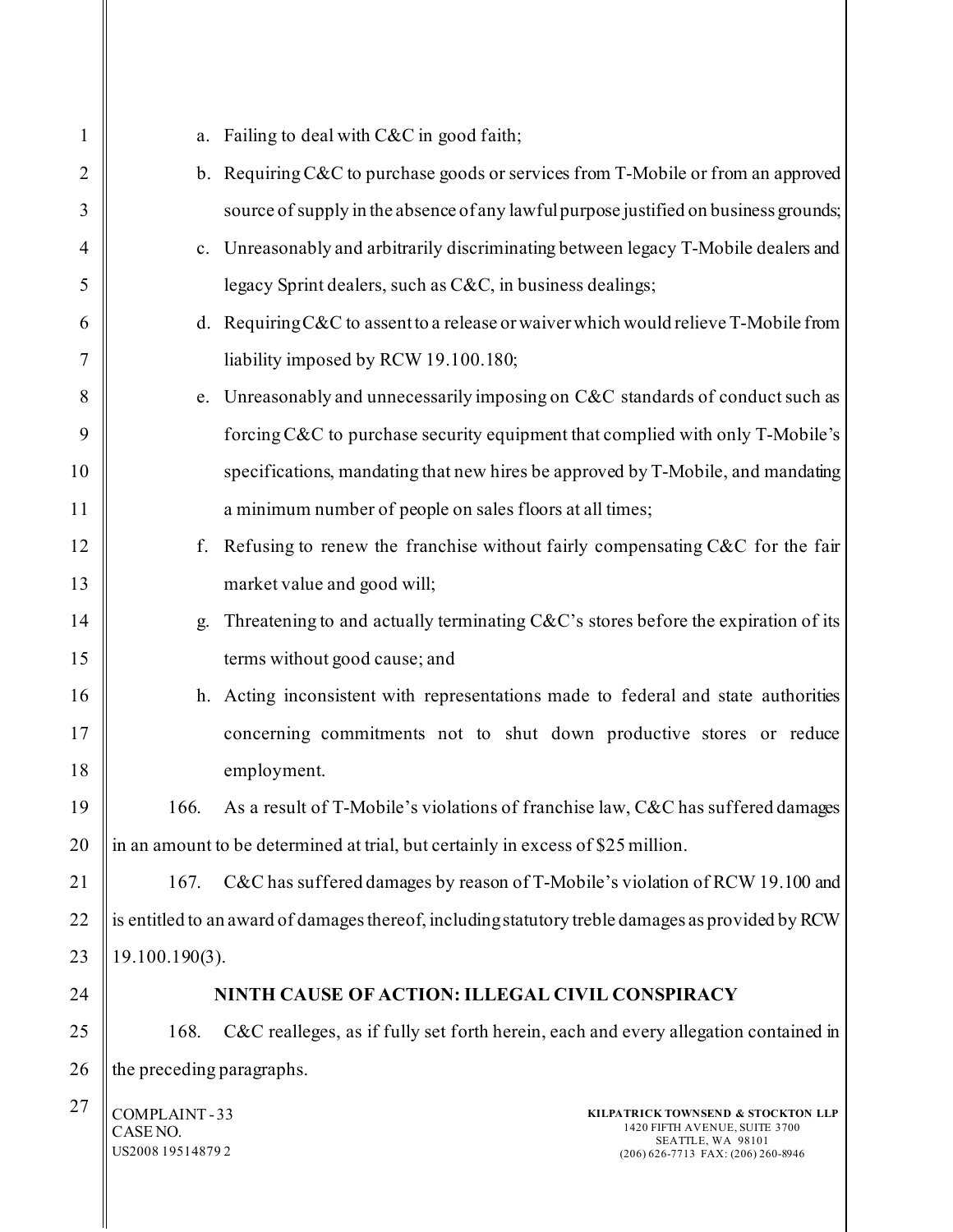a. Failing to deal with C&C in good faith;

b. Requiring C&C to purchase goods or services from T-Mobile or from an approved source of supply in the absence of any lawful purpose justified on business grounds;

c. Unreasonably and arbitrarily discriminating between legacy T-Mobile dealers and legacy Sprint dealers, such as C&C, in business dealings;

d. Requiring C&C to assent to a release or waiver which would relieve T-Mobile from liability imposed by RCW 19.100.180;

e. Unreasonably and unnecessarily imposing on C&C standards of conduct such as forcing C&C to purchase security equipment that complied with only T-Mobile's specifications, mandating that new hires be approved by T-Mobile, and mandating a minimum number of people on sales floors at all times;

f. Refusing to renew the franchise without fairly compensating C&C for the fair market value and good will;

g. Threatening to and actually terminating C&C's stores before the expiration of its terms without good cause; and

h. Acting inconsistent with representations made to federal and state authorities concerning commitments not to shut down productive stores or reduce employment.

166. As a result of T-Mobile's violations of franchise law, C&C has suffered damages in an amount to be determined at trial, but certainly in excess of $25 million.

167. C&C has suffered damages by reason of T-Mobile's violation of RCW 19.100 and is entitled to an award of damages thereof, including statutory treble damages as provided by RCW 19.100.190(3).

## NINTH CAUSE OF ACTION: ILLEGAL CIVIL CONSPIRACY

168. C&C realleges, as if fully set forth herein, each and every allegation contained in the preceding paragraphs.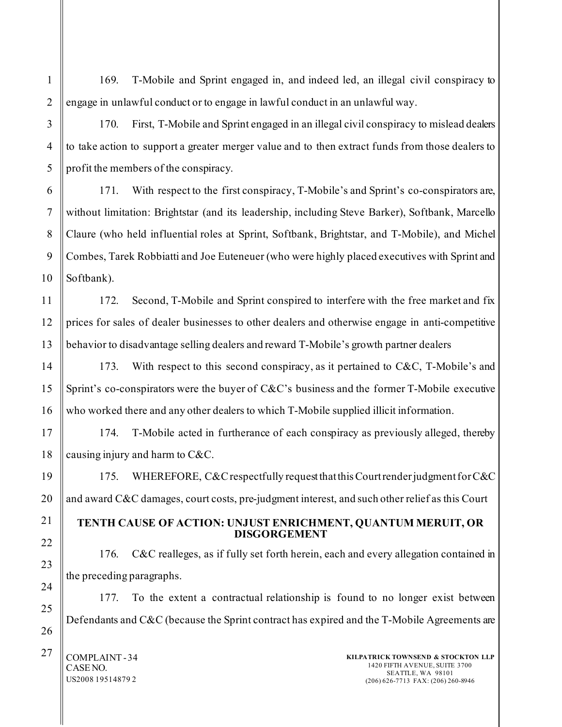169. T-Mobile and Sprint engaged in, and indeed led, an illegal civil conspiracy to engage in unlawful conduct or to engage in lawful conduct in an unlawful way.

170. First, T-Mobile and Sprint engaged in an illegal civil conspiracy to mislead dealers to take action to support a greater merger value and to then extract funds from those dealers to profit the members of the conspiracy.

171. With respect to the first conspiracy, T-Mobile's and Sprint's co-conspirators are, without limitation: Brightstar (and its leadership, including Steve Barker), Softbank, Marcello Claure (who held influential roles at Sprint, Softbank, Brightstar, and T-Mobile), and Michel Combes, Tarek Robbiatti and Joe Euteneuer (who were highly placed executives with Sprint and Softbank).

172. Second, T-Mobile and Sprint conspired to interfere with the free market and fix prices for sales of dealer businesses to other dealers and otherwise engage in anti-competitive behavior to disadvantage selling dealers and reward T-Mobile's growth partner dealers

173. With respect to this second conspiracy, as it pertained to C&C, T-Mobile's and Sprint's co-conspirators were the buyer of C&C's business and the former T-Mobile executive who worked there and any other dealers to which T-Mobile supplied illicit information.

174. T-Mobile acted in furtherance of each conspiracy as previously alleged, thereby causing injury and harm to C&C.

175. WHEREFORE, C&C respectfully request that this Court render judgment for C&C and award C&C damages, court costs, pre-judgment interest, and such other relief as this Court

## TENTH CAUSE OF ACTION: UNJUST ENRICHMENT, QUANTUM MERUIT, OR DISGORGEMENT

176. C&C realleges, as if fully set forth herein, each and every allegation contained in the preceding paragraphs.

177. To the extent a contractual relationship is found to no longer exist between Defendants and C&C (because the Sprint contract has expired and the T-Mobile Agreements are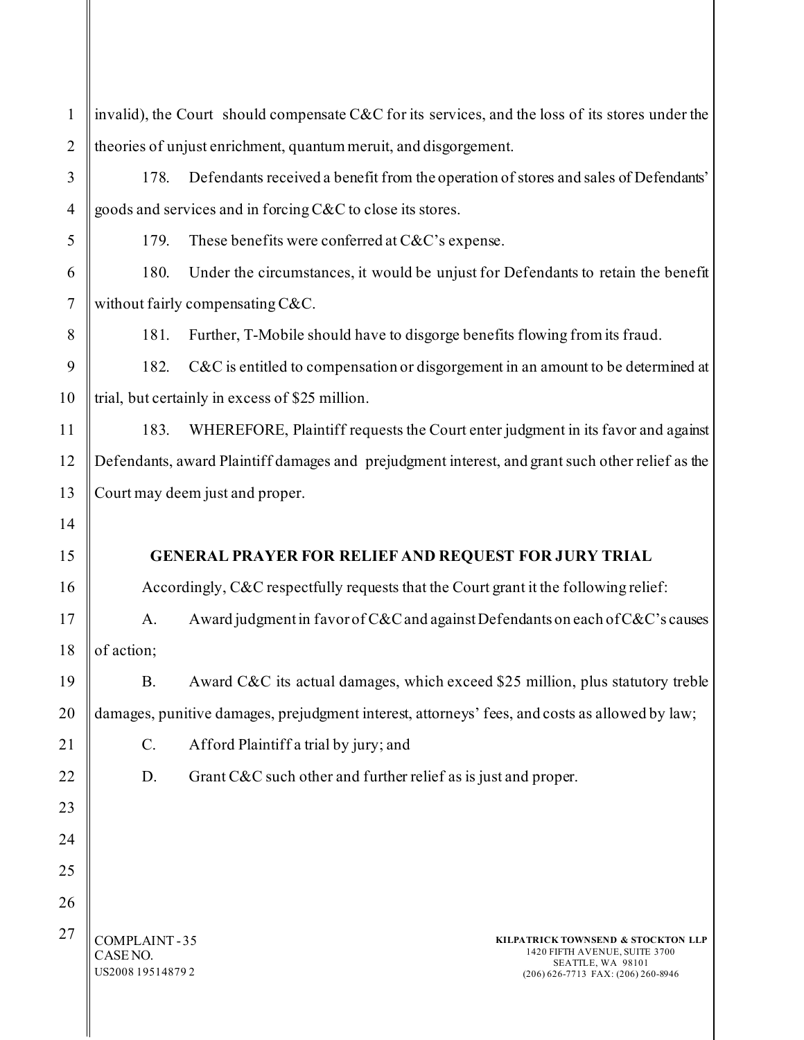invalid), the Court should compensate C&C for its services, and the loss of its stores under the theories of unjust enrichment, quantum meruit, and disgorgement.

178. Defendants received a benefit from the operation of stores and sales of Defendants' goods and services and in forcing C&C to close its stores.

179. These benefits were conferred at C&C's expense.

180. Under the circumstances, it would be unjust for Defendants to retain the benefit without fairly compensating C&C.

181. Further, T-Mobile should have to disgorge benefits flowing from its fraud.

182. C&C is entitled to compensation or disgorgement in an amount to be determined at trial, but certainly in excess of $25 million.

183. WHEREFORE, Plaintiff requests the Court enter judgment in its favor and against Defendants, award Plaintiff damages and prejudgment interest, and grant such other relief as the Court may deem just and proper.

## GENERAL PRAYER FOR RELIEF AND REQUEST FOR JURY TRIAL

Accordingly, C&C respectfully requests that the Court grant it the following relief:

A. Award judgment in favor of C&C and against Defendants on each of C&C's causes of action;

B. Award C&C its actual damages, which exceed $25 million, plus statutory treble damages, punitive damages, prejudgment interest, attorneys' fees, and costs as allowed by law;

C. Afford Plaintiff a trial by jury; and

D. Grant C&C such other and further relief as is just and proper.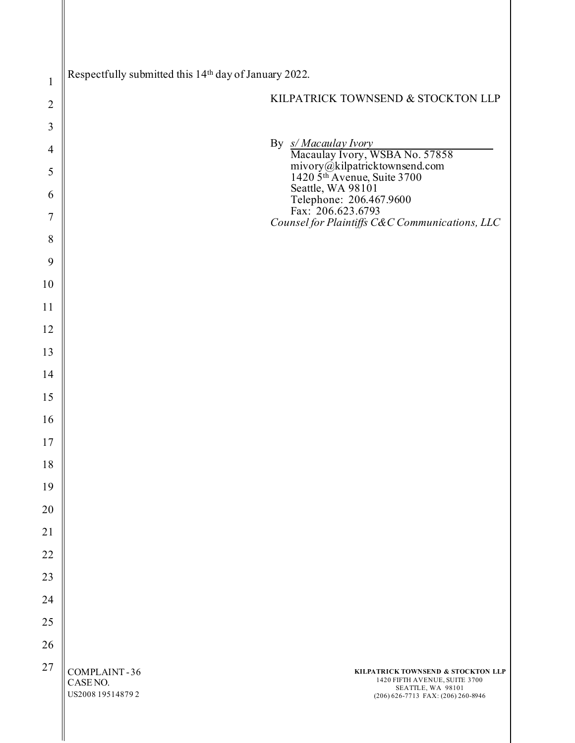Respectfully submitted this 14th day of January 2022.

KILPATRICK TOWNSEND & STOCKTON LLP

By *s/ Macaulay Ivory*
Macaulay Ivory, WSBA No. 57858
mivory@kilpatricktownsend.com
1420 5th Avenue, Suite 3700
Seattle, WA 98101
Telephone: 206.467.9600
Fax: 206.623.6793
*Counsel for Plaintiffs C&C Communications, LLC*